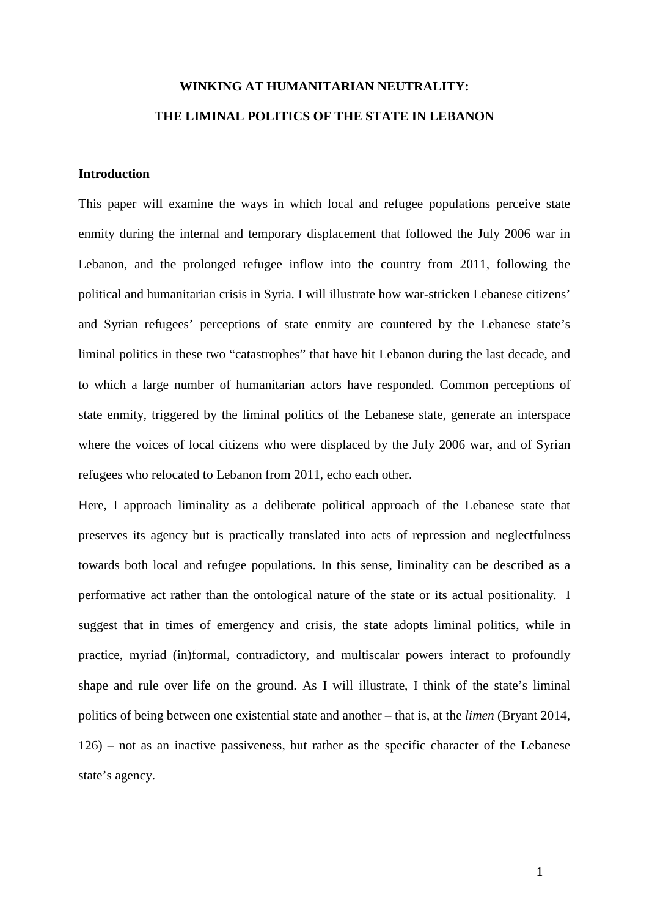# WINKING AT HUMANITARIAN NEUTRALITY:

# THE LIMINAL POLITICS OF THE STATE IN LEBANON

## Introduction

This paper will examine the ways in which local and refugee populations perceive state enmity during the internal and temporary displacement that followed the July 2006 war in Lebanon, and the prolonged refugee inflow into the country from 2011, following the political and humanitarian crisis in Syria. I will illustrate how war-stricken Lebanese citizens' and Syrian refugees' perceptions of state enmity are countered by the Lebanese state's liminal politics in these two "catastrophes" that have hit Lebanon during the last decade, and to which a large number of humanitarian actors have responded. Common perceptions of state enmity, triggered by the liminal politics of the Lebanese state, generate an interspace where the voices of local citizens who were displaced by the July 2006 war, and of Syrian refugees who relocated to Lebanon from 2011, echo each other.

Here, I approach liminality as a deliberate political approach of the Lebanese state that preserves its agency but is practically translated into acts of repression and neglectfulness towards both local and refugee populations. In this sense, liminality can be described as a performative act rather than the ontological nature of the state or its actual positionality. I suggest that in times of emergency and crisis, the state adopts liminal politics, while in practice, myriad (in)formal, contradictory, and multiscalar powers interact to profoundly shape and rule over life on the ground. As I will illustrate, I think of the state's liminal politics of being between one existential state and another – that is, at the *limen* (Bryant 2014, 126) – not as an inactive passiveness, but rather as the specific character of the Lebanese state's agency.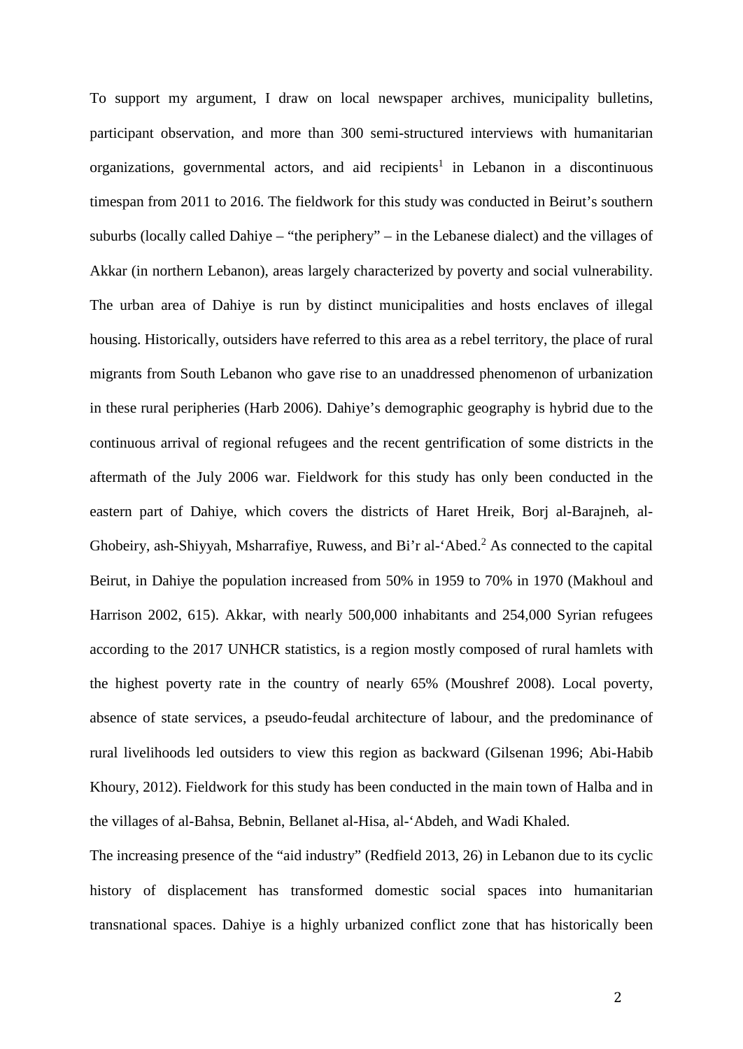To support my argument, I draw on local newspaper archives, municipality bulletins, participant observation, and more than 300 semi-structured interviews with humanitarian organizations, governmental actors, and aid recipients[1] in Lebanon in a discontinuous timespan from 2011 to 2016. The fieldwork for this study was conducted in Beirut's southern suburbs (locally called Dahiye – "the periphery" – in the Lebanese dialect) and the villages of Akkar (in northern Lebanon), areas largely characterized by poverty and social vulnerability. The urban area of Dahiye is run by distinct municipalities and hosts enclaves of illegal housing. Historically, outsiders have referred to this area as a rebel territory, the place of rural migrants from South Lebanon who gave rise to an unaddressed phenomenon of urbanization in these rural peripheries (Harb 2006). Dahiye's demographic geography is hybrid due to the continuous arrival of regional refugees and the recent gentrification of some districts in the aftermath of the July 2006 war. Fieldwork for this study has only been conducted in the eastern part of Dahiye, which covers the districts of Haret Hreik, Borj al-Barajneh, al-Ghobeiry, ash-Shiyyah, Msharrafiye, Ruwess, and Bi'r al-'Abed.[2] As connected to the capital Beirut, in Dahiye the population increased from 50% in 1959 to 70% in 1970 (Makhoul and Harrison 2002, 615). Akkar, with nearly 500,000 inhabitants and 254,000 Syrian refugees according to the 2017 UNHCR statistics, is a region mostly composed of rural hamlets with the highest poverty rate in the country of nearly 65% (Moushref 2008). Local poverty, absence of state services, a pseudo-feudal architecture of labour, and the predominance of rural livelihoods led outsiders to view this region as backward (Gilsenan 1996; Abi-Habib Khoury, 2012). Fieldwork for this study has been conducted in the main town of Halba and in the villages of al-Bahsa, Bebnin, Bellanet al-Hisa, al-'Abdeh, and Wadi Khaled.

The increasing presence of the "aid industry" (Redfield 2013, 26) in Lebanon due to its cyclic history of displacement has transformed domestic social spaces into humanitarian transnational spaces. Dahiye is a highly urbanized conflict zone that has historically been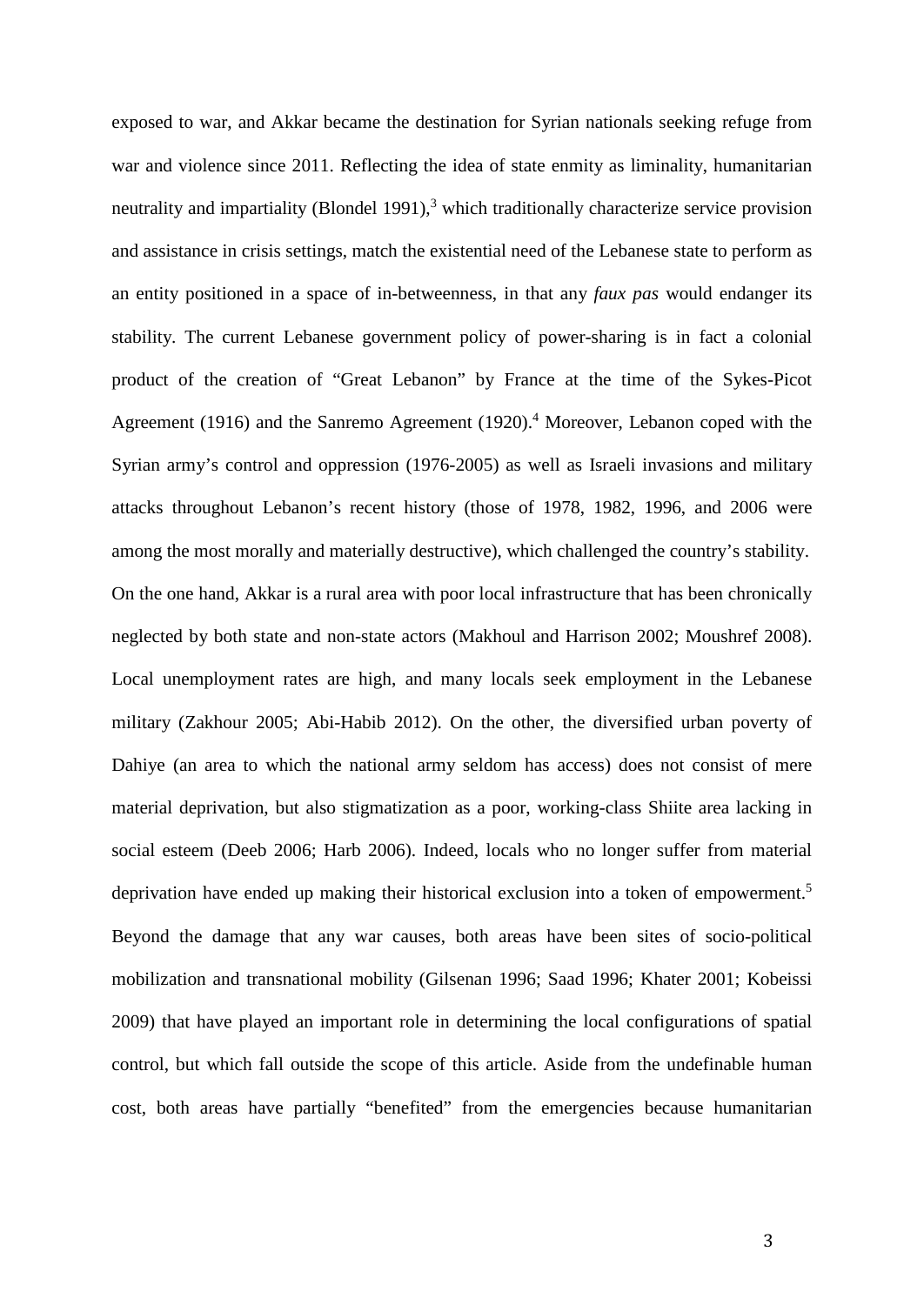exposed to war, and Akkar became the destination for Syrian nationals seeking refuge from war and violence since 2011. Reflecting the idea of state enmity as liminality, humanitarian neutrality and impartiality (Blondel 1991),[3] which traditionally characterize service provision and assistance in crisis settings, match the existential need of the Lebanese state to perform as an entity positioned in a space of in-betweenness, in that any *faux pas* would endanger its stability. The current Lebanese government policy of power-sharing is in fact a colonial product of the creation of "Great Lebanon" by France at the time of the Sykes-Picot Agreement (1916) and the Sanremo Agreement (1920).[4] Moreover, Lebanon coped with the Syrian army's control and oppression (1976-2005) as well as Israeli invasions and military attacks throughout Lebanon's recent history (those of 1978, 1982, 1996, and 2006 were among the most morally and materially destructive), which challenged the country's stability. On the one hand, Akkar is a rural area with poor local infrastructure that has been chronically neglected by both state and non-state actors (Makhoul and Harrison 2002; Moushref 2008). Local unemployment rates are high, and many locals seek employment in the Lebanese military (Zakhour 2005; Abi-Habib 2012). On the other, the diversified urban poverty of Dahiye (an area to which the national army seldom has access) does not consist of mere material deprivation, but also stigmatization as a poor, working-class Shiite area lacking in social esteem (Deeb 2006; Harb 2006). Indeed, locals who no longer suffer from material deprivation have ended up making their historical exclusion into a token of empowerment.[5] Beyond the damage that any war causes, both areas have been sites of socio-political mobilization and transnational mobility (Gilsenan 1996; Saad 1996; Khater 2001; Kobeissi 2009) that have played an important role in determining the local configurations of spatial control, but which fall outside the scope of this article. Aside from the undefinable human cost, both areas have partially "benefited" from the emergencies because humanitarian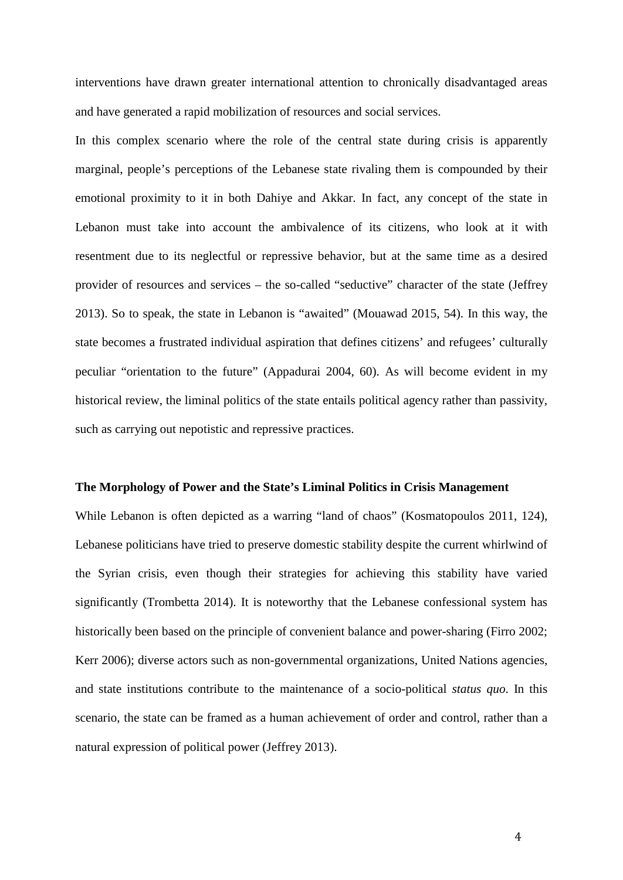interventions have drawn greater international attention to chronically disadvantaged areas and have generated a rapid mobilization of resources and social services.

In this complex scenario where the role of the central state during crisis is apparently marginal, people's perceptions of the Lebanese state rivaling them is compounded by their emotional proximity to it in both Dahiye and Akkar. In fact, any concept of the state in Lebanon must take into account the ambivalence of its citizens, who look at it with resentment due to its neglectful or repressive behavior, but at the same time as a desired provider of resources and services – the so-called "seductive" character of the state (Jeffrey 2013). So to speak, the state in Lebanon is "awaited" (Mouawad 2015, 54). In this way, the state becomes a frustrated individual aspiration that defines citizens' and refugees' culturally peculiar "orientation to the future" (Appadurai 2004, 60). As will become evident in my historical review, the liminal politics of the state entails political agency rather than passivity, such as carrying out nepotistic and repressive practices.

## The Morphology of Power and the State's Liminal Politics in Crisis Management

While Lebanon is often depicted as a warring "land of chaos" (Kosmatopoulos 2011, 124), Lebanese politicians have tried to preserve domestic stability despite the current whirlwind of the Syrian crisis, even though their strategies for achieving this stability have varied significantly (Trombetta 2014). It is noteworthy that the Lebanese confessional system has historically been based on the principle of convenient balance and power-sharing (Firro 2002; Kerr 2006); diverse actors such as non-governmental organizations, United Nations agencies, and state institutions contribute to the maintenance of a socio-political *status quo*. In this scenario, the state can be framed as a human achievement of order and control, rather than a natural expression of political power (Jeffrey 2013).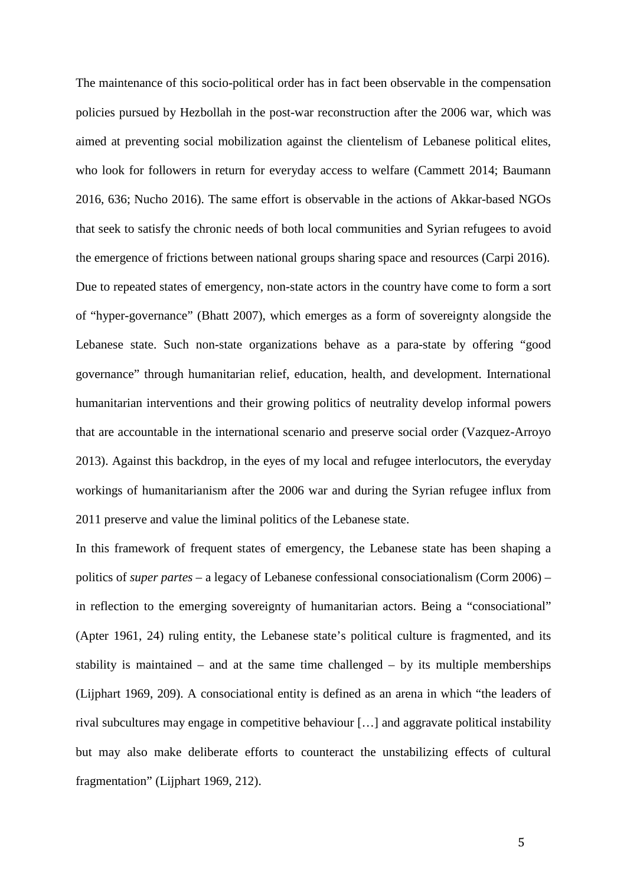The maintenance of this socio-political order has in fact been observable in the compensation policies pursued by Hezbollah in the post-war reconstruction after the 2006 war, which was aimed at preventing social mobilization against the clientelism of Lebanese political elites, who look for followers in return for everyday access to welfare (Cammett 2014; Baumann 2016, 636; Nucho 2016). The same effort is observable in the actions of Akkar-based NGOs that seek to satisfy the chronic needs of both local communities and Syrian refugees to avoid the emergence of frictions between national groups sharing space and resources (Carpi 2016). Due to repeated states of emergency, non-state actors in the country have come to form a sort of "hyper-governance" (Bhatt 2007), which emerges as a form of sovereignty alongside the Lebanese state. Such non-state organizations behave as a para-state by offering "good governance" through humanitarian relief, education, health, and development. International humanitarian interventions and their growing politics of neutrality develop informal powers that are accountable in the international scenario and preserve social order (Vazquez-Arroyo 2013). Against this backdrop, in the eyes of my local and refugee interlocutors, the everyday workings of humanitarianism after the 2006 war and during the Syrian refugee influx from 2011 preserve and value the liminal politics of the Lebanese state.

In this framework of frequent states of emergency, the Lebanese state has been shaping a politics of *super partes* – a legacy of Lebanese confessional consociationalism (Corm 2006) – in reflection to the emerging sovereignty of humanitarian actors. Being a "consociational" (Apter 1961, 24) ruling entity, the Lebanese state's political culture is fragmented, and its stability is maintained – and at the same time challenged – by its multiple memberships (Lijphart 1969, 209). A consociational entity is defined as an arena in which "the leaders of rival subcultures may engage in competitive behaviour […] and aggravate political instability but may also make deliberate efforts to counteract the unstabilizing effects of cultural fragmentation" (Lijphart 1969, 212).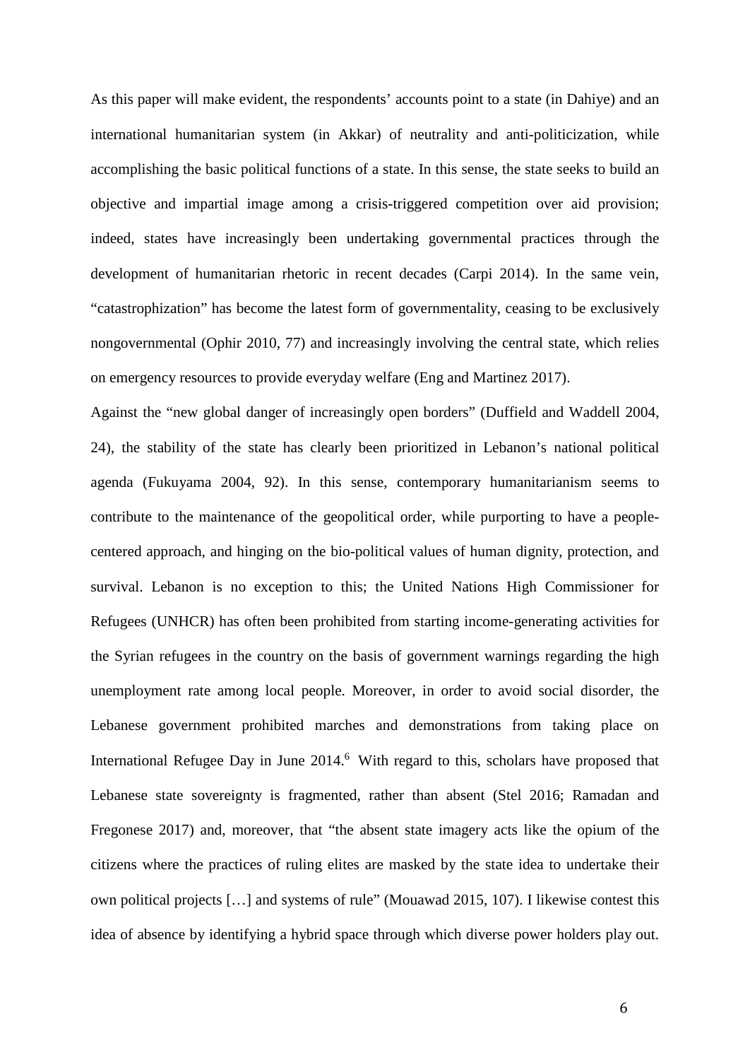As this paper will make evident, the respondents' accounts point to a state (in Dahiye) and an international humanitarian system (in Akkar) of neutrality and anti-politicization, while accomplishing the basic political functions of a state. In this sense, the state seeks to build an objective and impartial image among a crisis-triggered competition over aid provision; indeed, states have increasingly been undertaking governmental practices through the development of humanitarian rhetoric in recent decades (Carpi 2014). In the same vein, "catastrophization" has become the latest form of governmentality, ceasing to be exclusively nongovernmental (Ophir 2010, 77) and increasingly involving the central state, which relies on emergency resources to provide everyday welfare (Eng and Martinez 2017).

Against the "new global danger of increasingly open borders" (Duffield and Waddell 2004, 24), the stability of the state has clearly been prioritized in Lebanon's national political agenda (Fukuyama 2004, 92). In this sense, contemporary humanitarianism seems to contribute to the maintenance of the geopolitical order, while purporting to have a people-centered approach, and hinging on the bio-political values of human dignity, protection, and survival. Lebanon is no exception to this; the United Nations High Commissioner for Refugees (UNHCR) has often been prohibited from starting income-generating activities for the Syrian refugees in the country on the basis of government warnings regarding the high unemployment rate among local people. Moreover, in order to avoid social disorder, the Lebanese government prohibited marches and demonstrations from taking place on International Refugee Day in June 2014.[6] With regard to this, scholars have proposed that Lebanese state sovereignty is fragmented, rather than absent (Stel 2016; Ramadan and Fregonese 2017) and, moreover, that "the absent state imagery acts like the opium of the citizens where the practices of ruling elites are masked by the state idea to undertake their own political projects […] and systems of rule" (Mouawad 2015, 107). I likewise contest this idea of absence by identifying a hybrid space through which diverse power holders play out.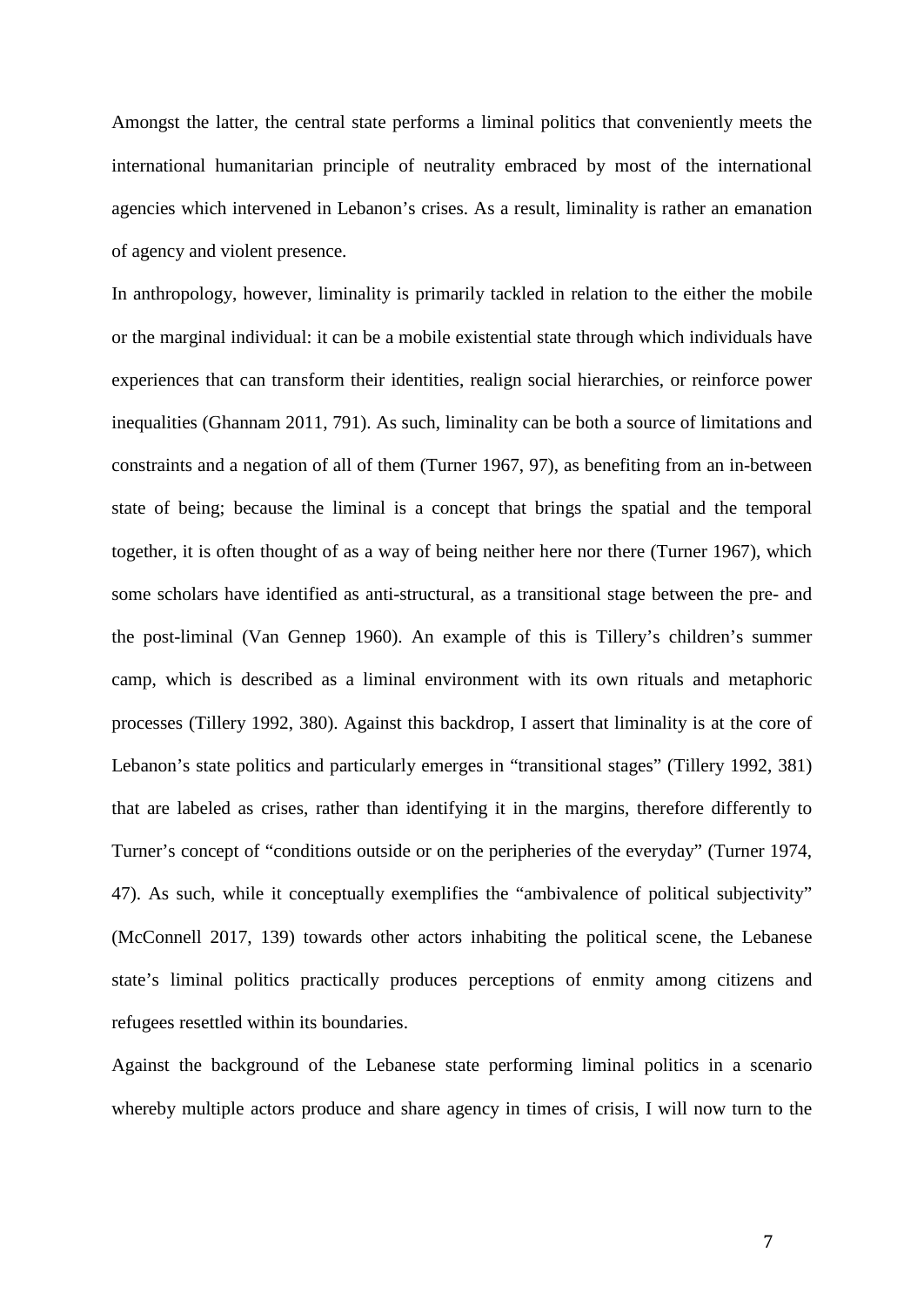Amongst the latter, the central state performs a liminal politics that conveniently meets the international humanitarian principle of neutrality embraced by most of the international agencies which intervened in Lebanon's crises. As a result, liminality is rather an emanation of agency and violent presence.

In anthropology, however, liminality is primarily tackled in relation to the either the mobile or the marginal individual: it can be a mobile existential state through which individuals have experiences that can transform their identities, realign social hierarchies, or reinforce power inequalities (Ghannam 2011, 791). As such, liminality can be both a source of limitations and constraints and a negation of all of them (Turner 1967, 97), as benefiting from an in-between state of being; because the liminal is a concept that brings the spatial and the temporal together, it is often thought of as a way of being neither here nor there (Turner 1967), which some scholars have identified as anti-structural, as a transitional stage between the pre- and the post-liminal (Van Gennep 1960). An example of this is Tillery's children's summer camp, which is described as a liminal environment with its own rituals and metaphoric processes (Tillery 1992, 380). Against this backdrop, I assert that liminality is at the core of Lebanon's state politics and particularly emerges in "transitional stages" (Tillery 1992, 381) that are labeled as crises, rather than identifying it in the margins, therefore differently to Turner's concept of "conditions outside or on the peripheries of the everyday" (Turner 1974, 47). As such, while it conceptually exemplifies the "ambivalence of political subjectivity" (McConnell 2017, 139) towards other actors inhabiting the political scene, the Lebanese state's liminal politics practically produces perceptions of enmity among citizens and refugees resettled within its boundaries.

Against the background of the Lebanese state performing liminal politics in a scenario whereby multiple actors produce and share agency in times of crisis, I will now turn to the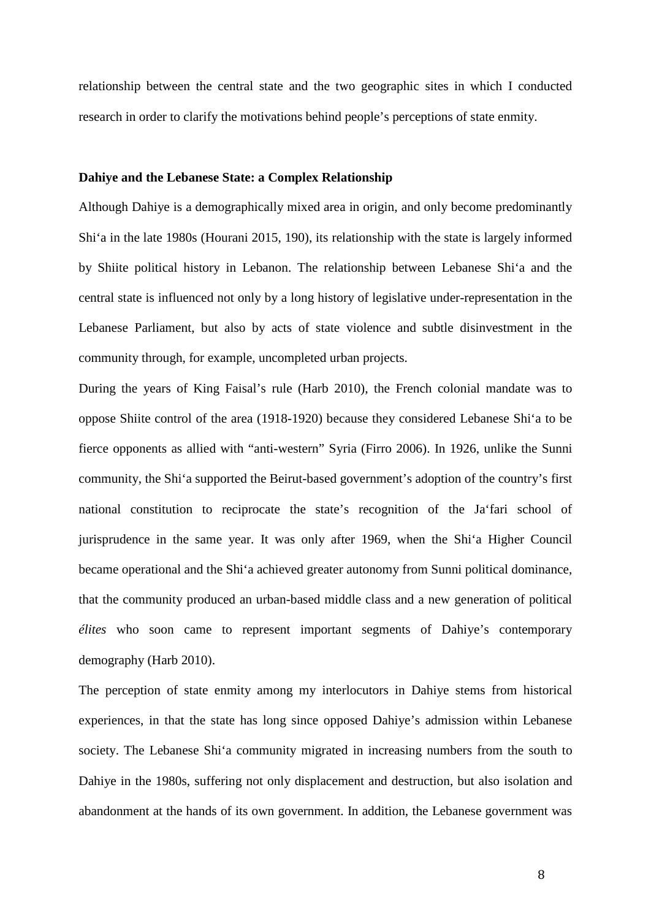relationship between the central state and the two geographic sites in which I conducted research in order to clarify the motivations behind people's perceptions of state enmity.

## Dahiye and the Lebanese State: a Complex Relationship

Although Dahiye is a demographically mixed area in origin, and only become predominantly Shi'a in the late 1980s (Hourani 2015, 190), its relationship with the state is largely informed by Shiite political history in Lebanon. The relationship between Lebanese Shi'a and the central state is influenced not only by a long history of legislative under-representation in the Lebanese Parliament, but also by acts of state violence and subtle disinvestment in the community through, for example, uncompleted urban projects.

During the years of King Faisal's rule (Harb 2010), the French colonial mandate was to oppose Shiite control of the area (1918-1920) because they considered Lebanese Shi'a to be fierce opponents as allied with "anti-western" Syria (Firro 2006). In 1926, unlike the Sunni community, the Shi'a supported the Beirut-based government's adoption of the country's first national constitution to reciprocate the state's recognition of the Ja'fari school of jurisprudence in the same year. It was only after 1969, when the Shi'a Higher Council became operational and the Shi'a achieved greater autonomy from Sunni political dominance, that the community produced an urban-based middle class and a new generation of political *élites* who soon came to represent important segments of Dahiye's contemporary demography (Harb 2010).

The perception of state enmity among my interlocutors in Dahiye stems from historical experiences, in that the state has long since opposed Dahiye's admission within Lebanese society. The Lebanese Shi'a community migrated in increasing numbers from the south to Dahiye in the 1980s, suffering not only displacement and destruction, but also isolation and abandonment at the hands of its own government. In addition, the Lebanese government was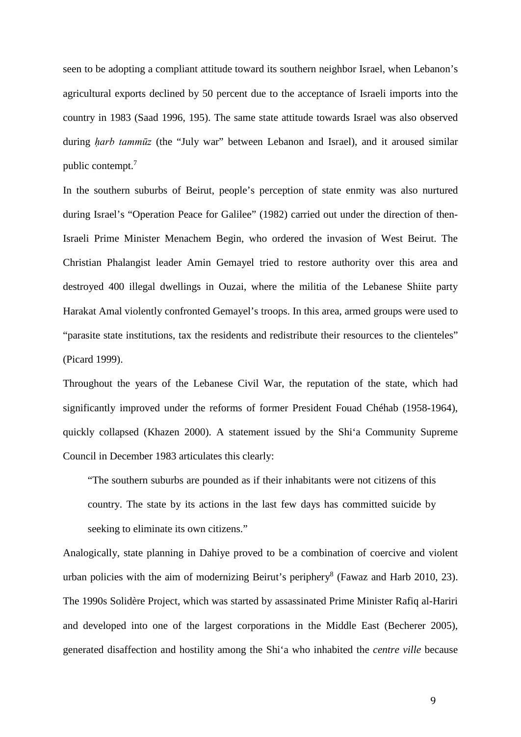seen to be adopting a compliant attitude toward its southern neighbor Israel, when Lebanon's agricultural exports declined by 50 percent due to the acceptance of Israeli imports into the country in 1983 (Saad 1996, 195). The same state attitude towards Israel was also observed during *ḥarb tammūz* (the "July war" between Lebanon and Israel), and it aroused similar public contempt.[7]

In the southern suburbs of Beirut, people's perception of state enmity was also nurtured during Israel's "Operation Peace for Galilee" (1982) carried out under the direction of then-Israeli Prime Minister Menachem Begin, who ordered the invasion of West Beirut. The Christian Phalangist leader Amin Gemayel tried to restore authority over this area and destroyed 400 illegal dwellings in Ouzai, where the militia of the Lebanese Shiite party Harakat Amal violently confronted Gemayel's troops. In this area, armed groups were used to "parasite state institutions, tax the residents and redistribute their resources to the clienteles" (Picard 1999).

Throughout the years of the Lebanese Civil War, the reputation of the state, which had significantly improved under the reforms of former President Fouad Chéhab (1958-1964), quickly collapsed (Khazen 2000). A statement issued by the Shi'a Community Supreme Council in December 1983 articulates this clearly:

> "The southern suburbs are pounded as if their inhabitants were not citizens of this country. The state by its actions in the last few days has committed suicide by seeking to eliminate its own citizens."

Analogically, state planning in Dahiye proved to be a combination of coercive and violent urban policies with the aim of modernizing Beirut's periphery[8] (Fawaz and Harb 2010, 23). The 1990s Solidère Project, which was started by assassinated Prime Minister Rafiq al-Hariri and developed into one of the largest corporations in the Middle East (Becherer 2005), generated disaffection and hostility among the Shi'a who inhabited the *centre ville* because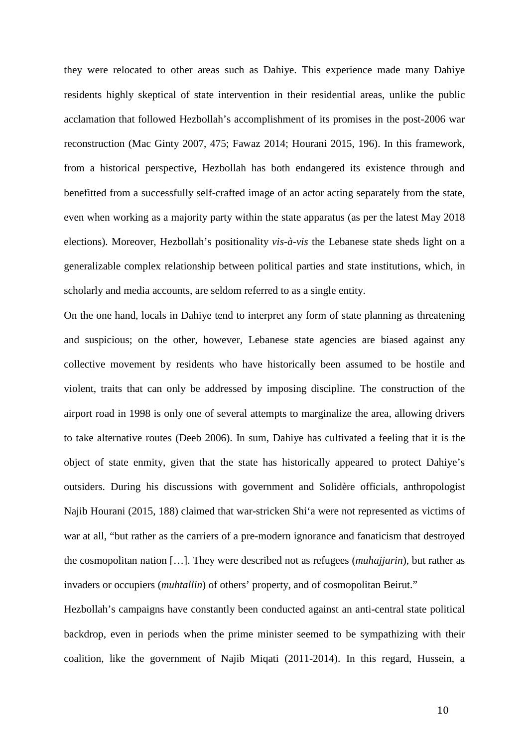they were relocated to other areas such as Dahiye. This experience made many Dahiye residents highly skeptical of state intervention in their residential areas, unlike the public acclamation that followed Hezbollah's accomplishment of its promises in the post-2006 war reconstruction (Mac Ginty 2007, 475; Fawaz 2014; Hourani 2015, 196). In this framework, from a historical perspective, Hezbollah has both endangered its existence through and benefitted from a successfully self-crafted image of an actor acting separately from the state, even when working as a majority party within the state apparatus (as per the latest May 2018 elections). Moreover, Hezbollah's positionality *vis-à-vis* the Lebanese state sheds light on a generalizable complex relationship between political parties and state institutions, which, in scholarly and media accounts, are seldom referred to as a single entity.

On the one hand, locals in Dahiye tend to interpret any form of state planning as threatening and suspicious; on the other, however, Lebanese state agencies are biased against any collective movement by residents who have historically been assumed to be hostile and violent, traits that can only be addressed by imposing discipline. The construction of the airport road in 1998 is only one of several attempts to marginalize the area, allowing drivers to take alternative routes (Deeb 2006). In sum, Dahiye has cultivated a feeling that it is the object of state enmity, given that the state has historically appeared to protect Dahiye's outsiders. During his discussions with government and Solidère officials, anthropologist Najib Hourani (2015, 188) claimed that war-stricken Shi'a were not represented as victims of war at all, "but rather as the carriers of a pre-modern ignorance and fanaticism that destroyed the cosmopolitan nation […]. They were described not as refugees (*muhajjarin*), but rather as invaders or occupiers (*muhtallin*) of others' property, and of cosmopolitan Beirut."

Hezbollah's campaigns have constantly been conducted against an anti-central state political backdrop, even in periods when the prime minister seemed to be sympathizing with their coalition, like the government of Najib Miqati (2011-2014). In this regard, Hussein, a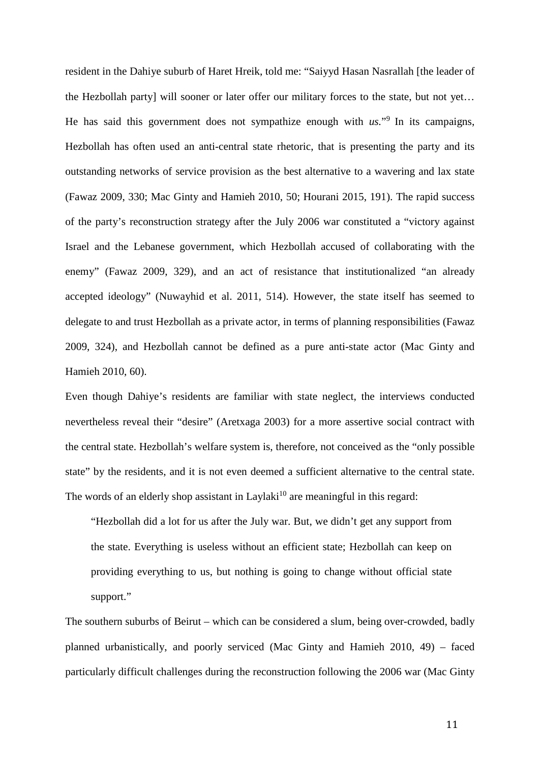resident in the Dahiye suburb of Haret Hreik, told me: "Saiyyd Hasan Nasrallah [the leader of the Hezbollah party] will sooner or later offer our military forces to the state, but not yet… He has said this government does not sympathize enough with *us*."[9] In its campaigns, Hezbollah has often used an anti-central state rhetoric, that is presenting the party and its outstanding networks of service provision as the best alternative to a wavering and lax state (Fawaz 2009, 330; Mac Ginty and Hamieh 2010, 50; Hourani 2015, 191). The rapid success of the party's reconstruction strategy after the July 2006 war constituted a "victory against Israel and the Lebanese government, which Hezbollah accused of collaborating with the enemy" (Fawaz 2009, 329), and an act of resistance that institutionalized "an already accepted ideology" (Nuwayhid et al. 2011, 514). However, the state itself has seemed to delegate to and trust Hezbollah as a private actor, in terms of planning responsibilities (Fawaz 2009, 324), and Hezbollah cannot be defined as a pure anti-state actor (Mac Ginty and Hamieh 2010, 60).

Even though Dahiye's residents are familiar with state neglect, the interviews conducted nevertheless reveal their "desire" (Aretxaga 2003) for a more assertive social contract with the central state. Hezbollah's welfare system is, therefore, not conceived as the "only possible state" by the residents, and it is not even deemed a sufficient alternative to the central state. The words of an elderly shop assistant in Laylaki[10] are meaningful in this regard:

> "Hezbollah did a lot for us after the July war. But, we didn't get any support from the state. Everything is useless without an efficient state; Hezbollah can keep on providing everything to us, but nothing is going to change without official state support."

The southern suburbs of Beirut – which can be considered a slum, being over-crowded, badly planned urbanistically, and poorly serviced (Mac Ginty and Hamieh 2010, 49) – faced particularly difficult challenges during the reconstruction following the 2006 war (Mac Ginty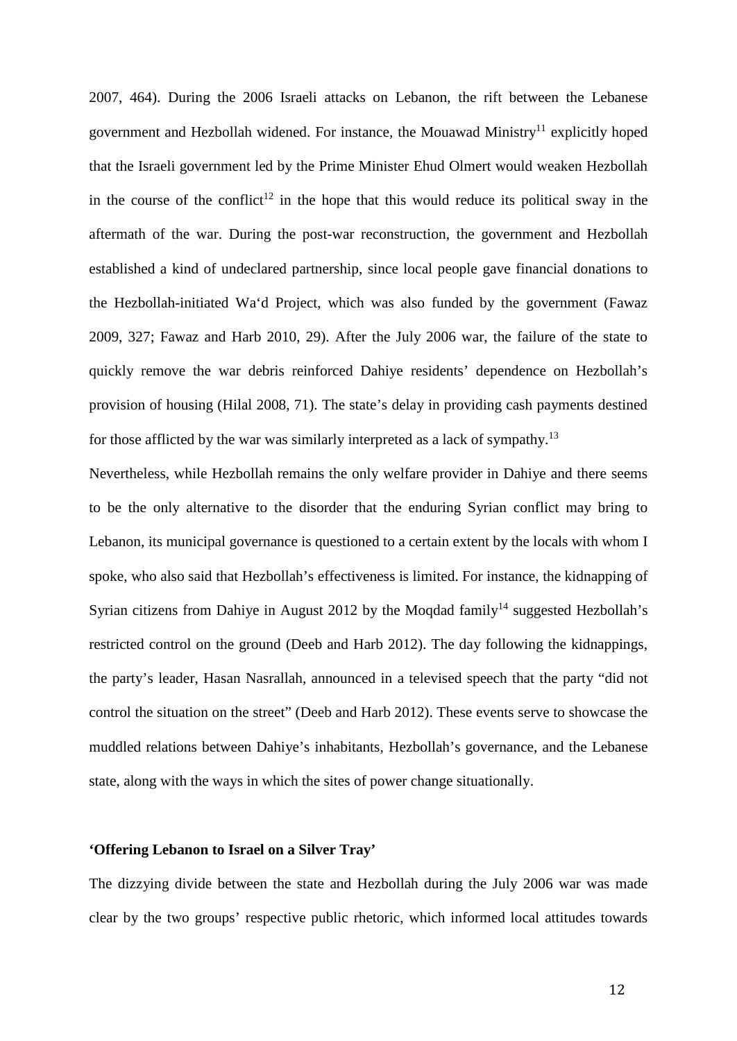2007, 464). During the 2006 Israeli attacks on Lebanon, the rift between the Lebanese government and Hezbollah widened. For instance, the Mouawad Ministry[11] explicitly hoped that the Israeli government led by the Prime Minister Ehud Olmert would weaken Hezbollah in the course of the conflict[12] in the hope that this would reduce its political sway in the aftermath of the war. During the post-war reconstruction, the government and Hezbollah established a kind of undeclared partnership, since local people gave financial donations to the Hezbollah-initiated Wa'd Project, which was also funded by the government (Fawaz 2009, 327; Fawaz and Harb 2010, 29). After the July 2006 war, the failure of the state to quickly remove the war debris reinforced Dahiye residents' dependence on Hezbollah's provision of housing (Hilal 2008, 71). The state's delay in providing cash payments destined for those afflicted by the war was similarly interpreted as a lack of sympathy.[13]

Nevertheless, while Hezbollah remains the only welfare provider in Dahiye and there seems to be the only alternative to the disorder that the enduring Syrian conflict may bring to Lebanon, its municipal governance is questioned to a certain extent by the locals with whom I spoke, who also said that Hezbollah's effectiveness is limited. For instance, the kidnapping of Syrian citizens from Dahiye in August 2012 by the Moqdad family[14] suggested Hezbollah's restricted control on the ground (Deeb and Harb 2012). The day following the kidnappings, the party's leader, Hasan Nasrallah, announced in a televised speech that the party "did not control the situation on the street" (Deeb and Harb 2012). These events serve to showcase the muddled relations between Dahiye's inhabitants, Hezbollah's governance, and the Lebanese state, along with the ways in which the sites of power change situationally.

**'Offering Lebanon to Israel on a Silver Tray'**

The dizzying divide between the state and Hezbollah during the July 2006 war was made clear by the two groups' respective public rhetoric, which informed local attitudes towards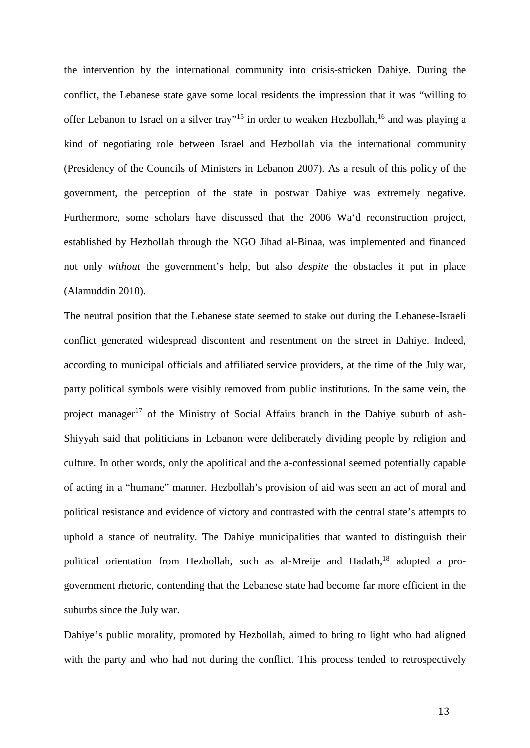the intervention by the international community into crisis-stricken Dahiye. During the conflict, the Lebanese state gave some local residents the impression that it was "willing to offer Lebanon to Israel on a silver tray"[15] in order to weaken Hezbollah,[16] and was playing a kind of negotiating role between Israel and Hezbollah via the international community (Presidency of the Councils of Ministers in Lebanon 2007). As a result of this policy of the government, the perception of the state in postwar Dahiye was extremely negative. Furthermore, some scholars have discussed that the 2006 Wa'd reconstruction project, established by Hezbollah through the NGO Jihad al-Binaa, was implemented and financed not only *without* the government's help, but also *despite* the obstacles it put in place (Alamuddin 2010).

The neutral position that the Lebanese state seemed to stake out during the Lebanese-Israeli conflict generated widespread discontent and resentment on the street in Dahiye. Indeed, according to municipal officials and affiliated service providers, at the time of the July war, party political symbols were visibly removed from public institutions. In the same vein, the project manager[17] of the Ministry of Social Affairs branch in the Dahiye suburb of ash-Shiyyah said that politicians in Lebanon were deliberately dividing people by religion and culture. In other words, only the apolitical and the a-confessional seemed potentially capable of acting in a "humane" manner. Hezbollah's provision of aid was seen an act of moral and political resistance and evidence of victory and contrasted with the central state's attempts to uphold a stance of neutrality. The Dahiye municipalities that wanted to distinguish their political orientation from Hezbollah, such as al-Mreije and Hadath,[18] adopted a pro-government rhetoric, contending that the Lebanese state had become far more efficient in the suburbs since the July war.

Dahiye's public morality, promoted by Hezbollah, aimed to bring to light who had aligned with the party and who had not during the conflict. This process tended to retrospectively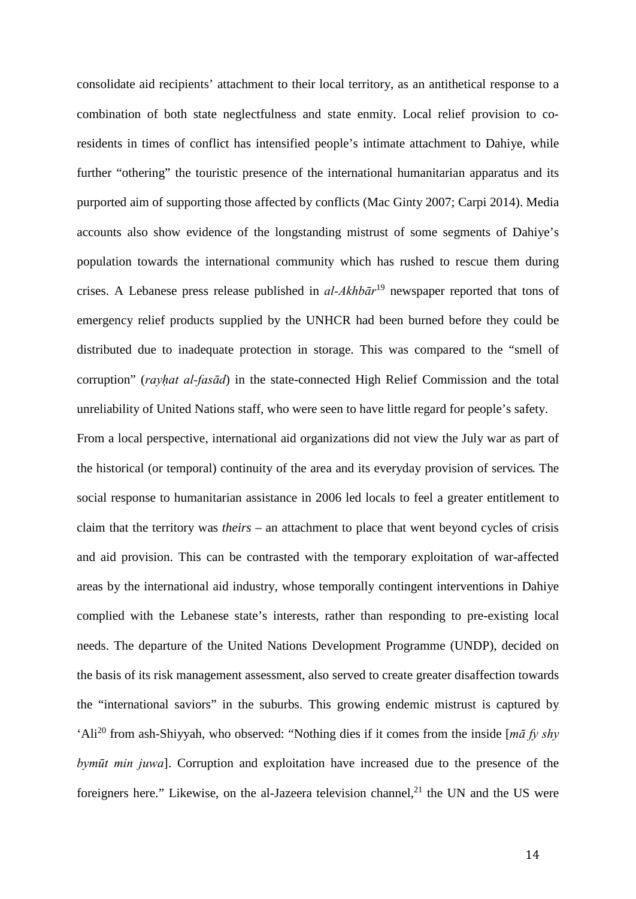consolidate aid recipients' attachment to their local territory, as an antithetical response to a combination of both state neglectfulness and state enmity. Local relief provision to co-residents in times of conflict has intensified people's intimate attachment to Dahiye, while further "othering" the touristic presence of the international humanitarian apparatus and its purported aim of supporting those affected by conflicts (Mac Ginty 2007; Carpi 2014). Media accounts also show evidence of the longstanding mistrust of some segments of Dahiye's population towards the international community which has rushed to rescue them during crises. A Lebanese press release published in *al-Akhbār*[19] newspaper reported that tons of emergency relief products supplied by the UNHCR had been burned before they could be distributed due to inadequate protection in storage. This was compared to the "smell of corruption" (*rayḥat al-fasād*) in the state-connected High Relief Commission and the total unreliability of United Nations staff, who were seen to have little regard for people's safety.

From a local perspective, international aid organizations did not view the July war as part of the historical (or temporal) continuity of the area and its everyday provision of services. The social response to humanitarian assistance in 2006 led locals to feel a greater entitlement to claim that the territory was *theirs* – an attachment to place that went beyond cycles of crisis and aid provision. This can be contrasted with the temporary exploitation of war-affected areas by the international aid industry, whose temporally contingent interventions in Dahiye complied with the Lebanese state's interests, rather than responding to pre-existing local needs. The departure of the United Nations Development Programme (UNDP), decided on the basis of its risk management assessment, also served to create greater disaffection towards the "international saviors" in the suburbs. This growing endemic mistrust is captured by 'Ali[20] from ash-Shiyyah, who observed: "Nothing dies if it comes from the inside [*mā fy shy bymūt min juwa*]. Corruption and exploitation have increased due to the presence of the foreigners here." Likewise, on the al-Jazeera television channel,[21] the UN and the US were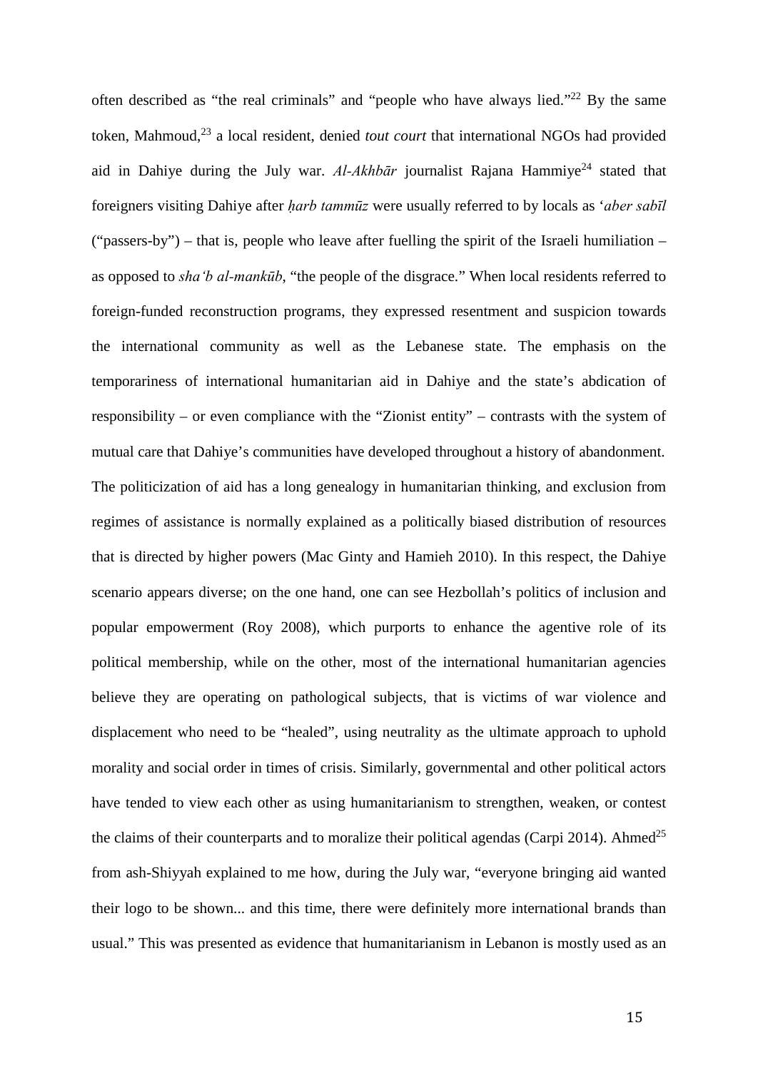often described as "the real criminals" and "people who have always lied."[22] By the same token, Mahmoud,[23] a local resident, denied *tout court* that international NGOs had provided aid in Dahiye during the July war. *Al-Akhbār* journalist Rajana Hammiye[24] stated that foreigners visiting Dahiye after *ḥarb tammūz* were usually referred to by locals as '*aber sabīl* ("passers-by") – that is, people who leave after fuelling the spirit of the Israeli humiliation – as opposed to *sha'b al-mankūb*, "the people of the disgrace." When local residents referred to foreign-funded reconstruction programs, they expressed resentment and suspicion towards the international community as well as the Lebanese state. The emphasis on the temporariness of international humanitarian aid in Dahiye and the state's abdication of responsibility – or even compliance with the "Zionist entity" – contrasts with the system of mutual care that Dahiye's communities have developed throughout a history of abandonment. The politicization of aid has a long genealogy in humanitarian thinking, and exclusion from regimes of assistance is normally explained as a politically biased distribution of resources that is directed by higher powers (Mac Ginty and Hamieh 2010). In this respect, the Dahiye scenario appears diverse; on the one hand, one can see Hezbollah's politics of inclusion and popular empowerment (Roy 2008), which purports to enhance the agentive role of its political membership, while on the other, most of the international humanitarian agencies believe they are operating on pathological subjects, that is victims of war violence and displacement who need to be "healed", using neutrality as the ultimate approach to uphold morality and social order in times of crisis. Similarly, governmental and other political actors have tended to view each other as using humanitarianism to strengthen, weaken, or contest the claims of their counterparts and to moralize their political agendas (Carpi 2014). Ahmed[25] from ash-Shiyyah explained to me how, during the July war, "everyone bringing aid wanted their logo to be shown... and this time, there were definitely more international brands than usual." This was presented as evidence that humanitarianism in Lebanon is mostly used as an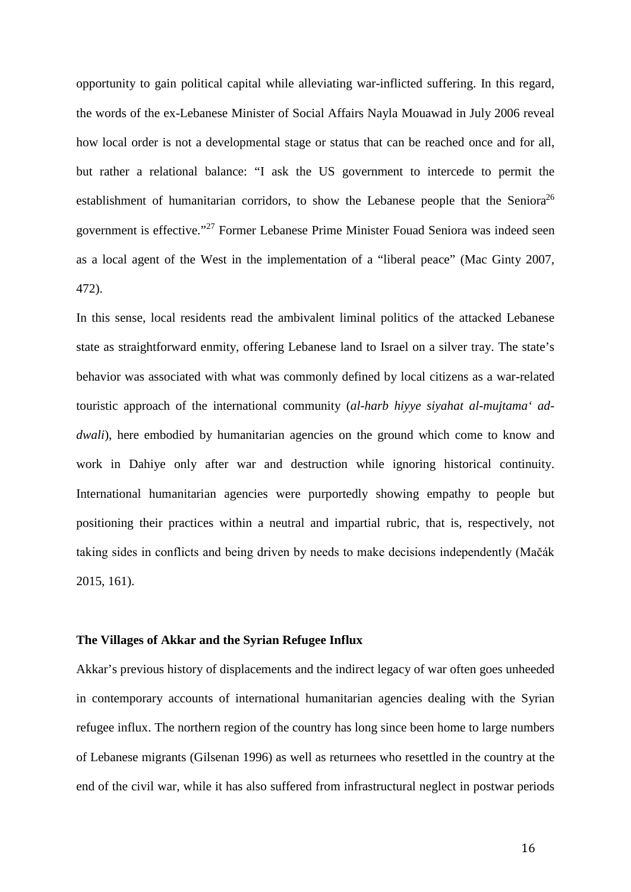opportunity to gain political capital while alleviating war-inflicted suffering. In this regard, the words of the ex-Lebanese Minister of Social Affairs Nayla Mouawad in July 2006 reveal how local order is not a developmental stage or status that can be reached once and for all, but rather a relational balance: "I ask the US government to intercede to permit the establishment of humanitarian corridors, to show the Lebanese people that the Seniora[26] government is effective."[27] Former Lebanese Prime Minister Fouad Seniora was indeed seen as a local agent of the West in the implementation of a "liberal peace" (Mac Ginty 2007, 472).

In this sense, local residents read the ambivalent liminal politics of the attacked Lebanese state as straightforward enmity, offering Lebanese land to Israel on a silver tray. The state's behavior was associated with what was commonly defined by local citizens as a war-related touristic approach of the international community (*al-harb hiyye siyahat al-mujtama' ad-dwali*), here embodied by humanitarian agencies on the ground which come to know and work in Dahiye only after war and destruction while ignoring historical continuity. International humanitarian agencies were purportedly showing empathy to people but positioning their practices within a neutral and impartial rubric, that is, respectively, not taking sides in conflicts and being driven by needs to make decisions independently (Mačák 2015, 161).

### The Villages of Akkar and the Syrian Refugee Influx

Akkar's previous history of displacements and the indirect legacy of war often goes unheeded in contemporary accounts of international humanitarian agencies dealing with the Syrian refugee influx. The northern region of the country has long since been home to large numbers of Lebanese migrants (Gilsenan 1996) as well as returnees who resettled in the country at the end of the civil war, while it has also suffered from infrastructural neglect in postwar periods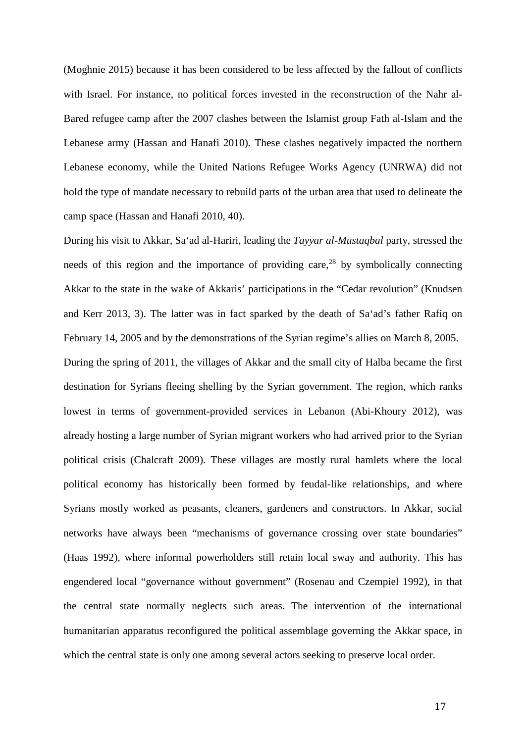(Moghnie 2015) because it has been considered to be less affected by the fallout of conflicts with Israel. For instance, no political forces invested in the reconstruction of the Nahr al-Bared refugee camp after the 2007 clashes between the Islamist group Fath al-Islam and the Lebanese army (Hassan and Hanafi 2010). These clashes negatively impacted the northern Lebanese economy, while the United Nations Refugee Works Agency (UNRWA) did not hold the type of mandate necessary to rebuild parts of the urban area that used to delineate the camp space (Hassan and Hanafi 2010, 40).

During his visit to Akkar, Sa‘ad al-Hariri, leading the *Tayyar al-Mustaqbal* party, stressed the needs of this region and the importance of providing care,[28] by symbolically connecting Akkar to the state in the wake of Akkaris' participations in the "Cedar revolution" (Knudsen and Kerr 2013, 3). The latter was in fact sparked by the death of Sa‘ad's father Rafiq on February 14, 2005 and by the demonstrations of the Syrian regime's allies on March 8, 2005.

During the spring of 2011, the villages of Akkar and the small city of Halba became the first destination for Syrians fleeing shelling by the Syrian government. The region, which ranks lowest in terms of government-provided services in Lebanon (Abi-Khoury 2012), was already hosting a large number of Syrian migrant workers who had arrived prior to the Syrian political crisis (Chalcraft 2009). These villages are mostly rural hamlets where the local political economy has historically been formed by feudal-like relationships, and where Syrians mostly worked as peasants, cleaners, gardeners and constructors. In Akkar, social networks have always been "mechanisms of governance crossing over state boundaries" (Haas 1992), where informal powerholders still retain local sway and authority. This has engendered local "governance without government" (Rosenau and Czempiel 1992), in that the central state normally neglects such areas. The intervention of the international humanitarian apparatus reconfigured the political assemblage governing the Akkar space, in which the central state is only one among several actors seeking to preserve local order.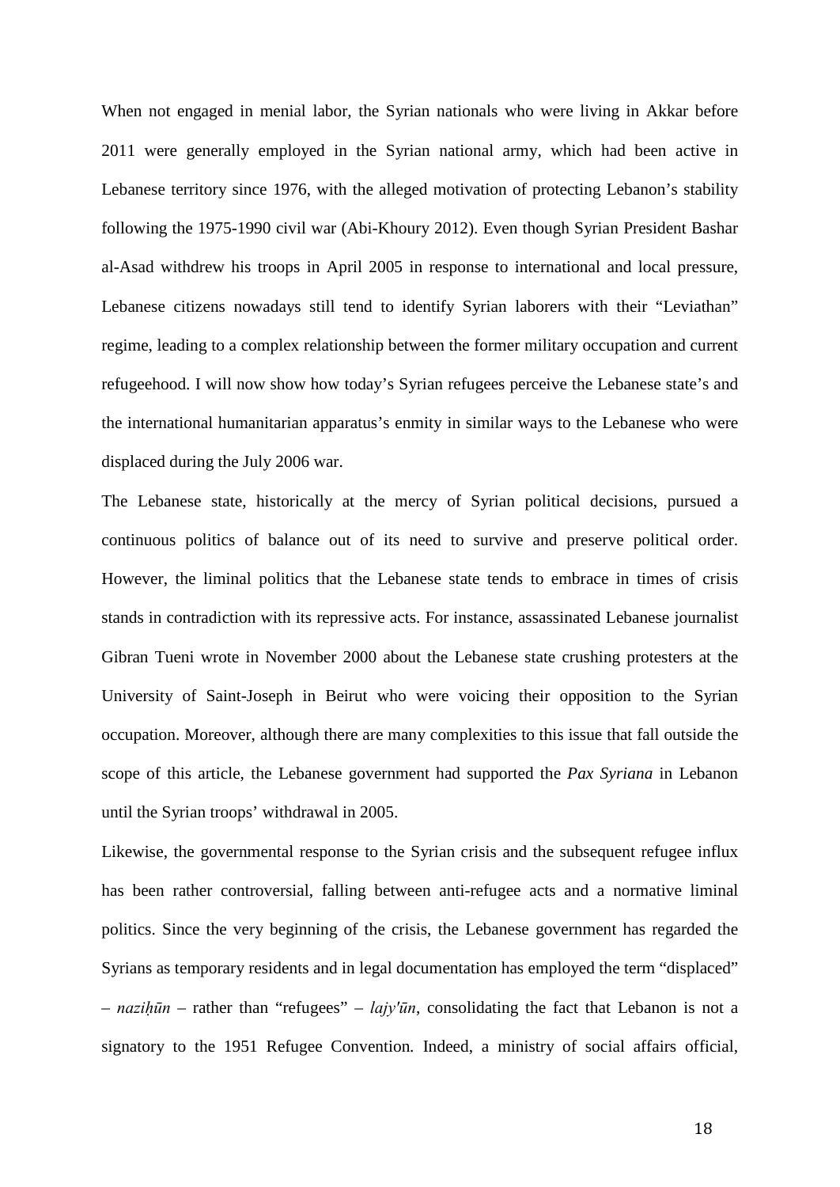When not engaged in menial labor, the Syrian nationals who were living in Akkar before 2011 were generally employed in the Syrian national army, which had been active in Lebanese territory since 1976, with the alleged motivation of protecting Lebanon's stability following the 1975-1990 civil war (Abi-Khoury 2012). Even though Syrian President Bashar al-Asad withdrew his troops in April 2005 in response to international and local pressure, Lebanese citizens nowadays still tend to identify Syrian laborers with their "Leviathan" regime, leading to a complex relationship between the former military occupation and current refugeehood. I will now show how today's Syrian refugees perceive the Lebanese state's and the international humanitarian apparatus's enmity in similar ways to the Lebanese who were displaced during the July 2006 war.

The Lebanese state, historically at the mercy of Syrian political decisions, pursued a continuous politics of balance out of its need to survive and preserve political order. However, the liminal politics that the Lebanese state tends to embrace in times of crisis stands in contradiction with its repressive acts. For instance, assassinated Lebanese journalist Gibran Tueni wrote in November 2000 about the Lebanese state crushing protesters at the University of Saint-Joseph in Beirut who were voicing their opposition to the Syrian occupation. Moreover, although there are many complexities to this issue that fall outside the scope of this article, the Lebanese government had supported the *Pax Syriana* in Lebanon until the Syrian troops' withdrawal in 2005.

Likewise, the governmental response to the Syrian crisis and the subsequent refugee influx has been rather controversial, falling between anti-refugee acts and a normative liminal politics. Since the very beginning of the crisis, the Lebanese government has regarded the Syrians as temporary residents and in legal documentation has employed the term "displaced" – *naziḥūn* – rather than "refugees" – *lajy'ūn*, consolidating the fact that Lebanon is not a signatory to the 1951 Refugee Convention. Indeed, a ministry of social affairs official,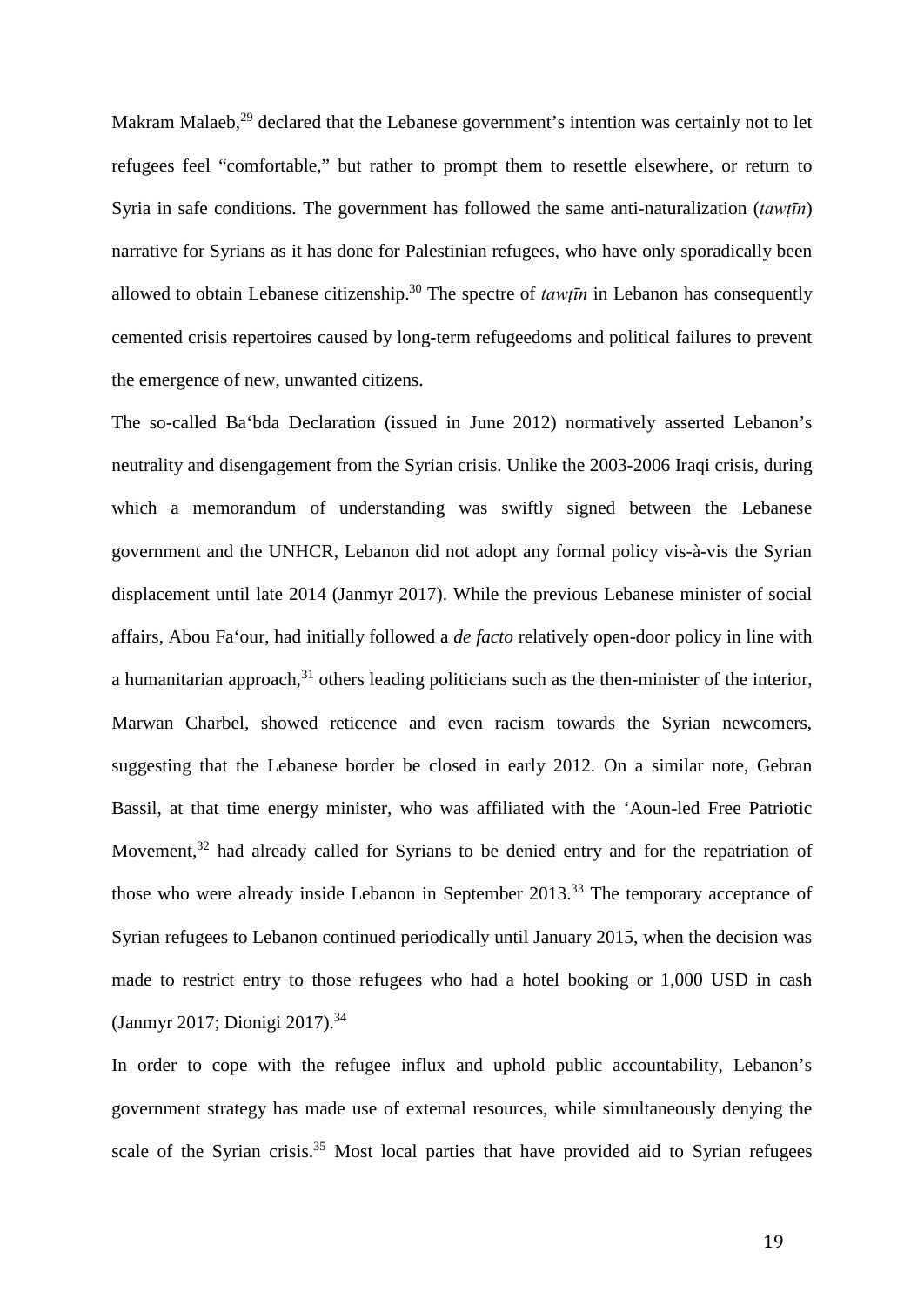Makram Malaeb,[29] declared that the Lebanese government's intention was certainly not to let refugees feel "comfortable," but rather to prompt them to resettle elsewhere, or return to Syria in safe conditions. The government has followed the same anti-naturalization (*tawṭīn*) narrative for Syrians as it has done for Palestinian refugees, who have only sporadically been allowed to obtain Lebanese citizenship.[30] The spectre of *tawṭīn* in Lebanon has consequently cemented crisis repertoires caused by long-term refugeedoms and political failures to prevent the emergence of new, unwanted citizens.

The so-called Ba'bda Declaration (issued in June 2012) normatively asserted Lebanon's neutrality and disengagement from the Syrian crisis. Unlike the 2003-2006 Iraqi crisis, during which a memorandum of understanding was swiftly signed between the Lebanese government and the UNHCR, Lebanon did not adopt any formal policy vis-à-vis the Syrian displacement until late 2014 (Janmyr 2017). While the previous Lebanese minister of social affairs, Abou Fa'our, had initially followed a *de facto* relatively open-door policy in line with a humanitarian approach,[31] others leading politicians such as the then-minister of the interior, Marwan Charbel, showed reticence and even racism towards the Syrian newcomers, suggesting that the Lebanese border be closed in early 2012. On a similar note, Gebran Bassil, at that time energy minister, who was affiliated with the 'Aoun-led Free Patriotic Movement,[32] had already called for Syrians to be denied entry and for the repatriation of those who were already inside Lebanon in September 2013.[33] The temporary acceptance of Syrian refugees to Lebanon continued periodically until January 2015, when the decision was made to restrict entry to those refugees who had a hotel booking or 1,000 USD in cash (Janmyr 2017; Dionigi 2017).[34]

In order to cope with the refugee influx and uphold public accountability, Lebanon's government strategy has made use of external resources, while simultaneously denying the scale of the Syrian crisis.[35] Most local parties that have provided aid to Syrian refugees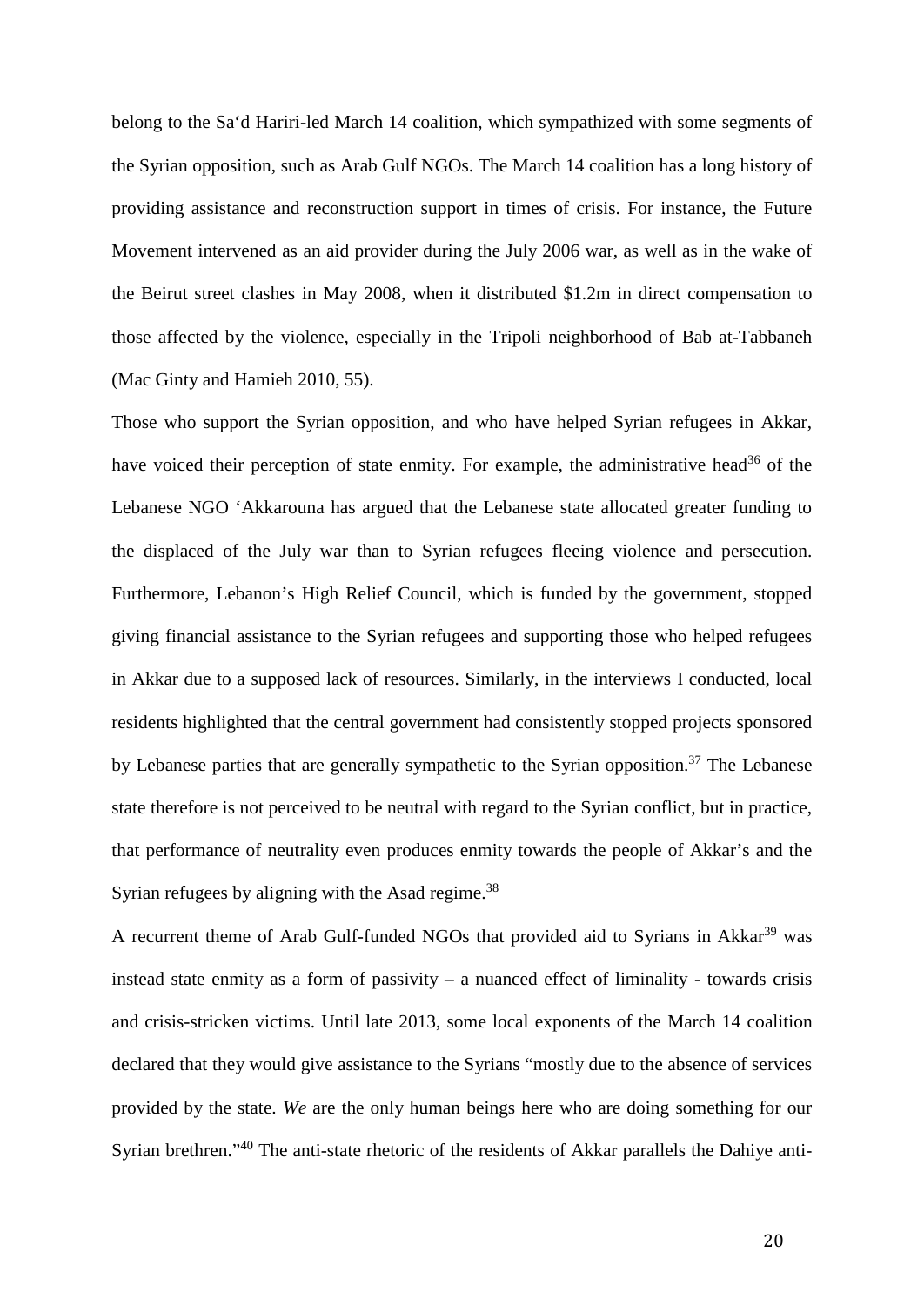belong to the Sa'd Hariri-led March 14 coalition, which sympathized with some segments of the Syrian opposition, such as Arab Gulf NGOs. The March 14 coalition has a long history of providing assistance and reconstruction support in times of crisis. For instance, the Future Movement intervened as an aid provider during the July 2006 war, as well as in the wake of the Beirut street clashes in May 2008, when it distributed $1.2m in direct compensation to those affected by the violence, especially in the Tripoli neighborhood of Bab at-Tabbaneh (Mac Ginty and Hamieh 2010, 55).

Those who support the Syrian opposition, and who have helped Syrian refugees in Akkar, have voiced their perception of state enmity. For example, the administrative head[36] of the Lebanese NGO 'Akkarouna has argued that the Lebanese state allocated greater funding to the displaced of the July war than to Syrian refugees fleeing violence and persecution. Furthermore, Lebanon's High Relief Council, which is funded by the government, stopped giving financial assistance to the Syrian refugees and supporting those who helped refugees in Akkar due to a supposed lack of resources. Similarly, in the interviews I conducted, local residents highlighted that the central government had consistently stopped projects sponsored by Lebanese parties that are generally sympathetic to the Syrian opposition.[37] The Lebanese state therefore is not perceived to be neutral with regard to the Syrian conflict, but in practice, that performance of neutrality even produces enmity towards the people of Akkar's and the Syrian refugees by aligning with the Asad regime.[38]

A recurrent theme of Arab Gulf-funded NGOs that provided aid to Syrians in Akkar[39] was instead state enmity as a form of passivity – a nuanced effect of liminality - towards crisis and crisis-stricken victims. Until late 2013, some local exponents of the March 14 coalition declared that they would give assistance to the Syrians "mostly due to the absence of services provided by the state. *We* are the only human beings here who are doing something for our Syrian brethren."[40] The anti-state rhetoric of the residents of Akkar parallels the Dahiye anti-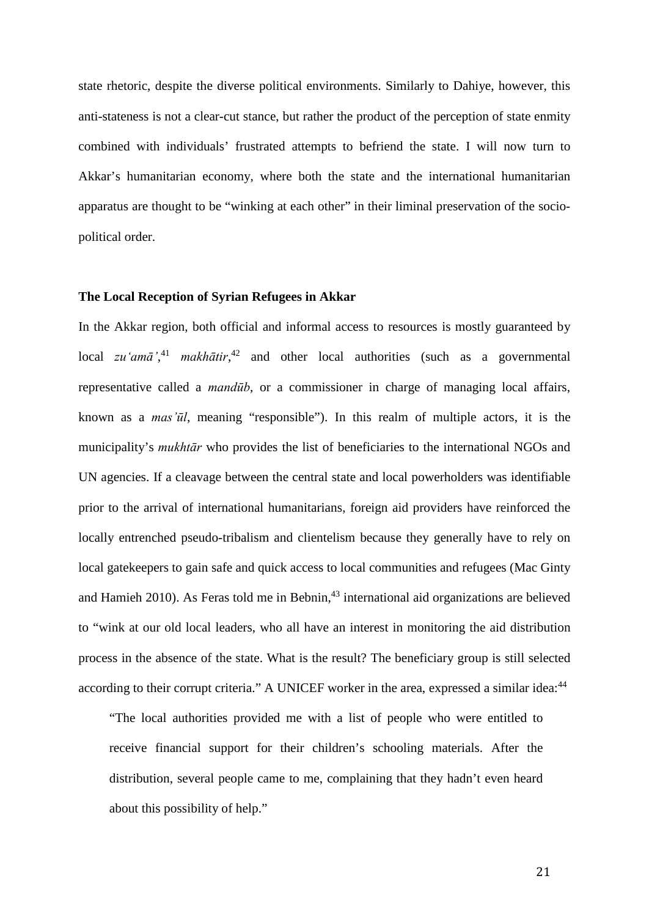state rhetoric, despite the diverse political environments. Similarly to Dahiye, however, this anti-stateness is not a clear-cut stance, but rather the product of the perception of state enmity combined with individuals' frustrated attempts to befriend the state. I will now turn to Akkar's humanitarian economy, where both the state and the international humanitarian apparatus are thought to be "winking at each other" in their liminal preservation of the socio-political order.

### The Local Reception of Syrian Refugees in Akkar

In the Akkar region, both official and informal access to resources is mostly guaranteed by local *zu'amā'*,[41] *makhātir*,[42] and other local authorities (such as a governmental representative called a *mandūb*, or a commissioner in charge of managing local affairs, known as a *mas'ūl*, meaning "responsible"). In this realm of multiple actors, it is the municipality's *mukhtār* who provides the list of beneficiaries to the international NGOs and UN agencies. If a cleavage between the central state and local powerholders was identifiable prior to the arrival of international humanitarians, foreign aid providers have reinforced the locally entrenched pseudo-tribalism and clientelism because they generally have to rely on local gatekeepers to gain safe and quick access to local communities and refugees (Mac Ginty and Hamieh 2010). As Feras told me in Bebnin,[43] international aid organizations are believed to "wink at our old local leaders, who all have an interest in monitoring the aid distribution process in the absence of the state. What is the result? The beneficiary group is still selected according to their corrupt criteria." A UNICEF worker in the area, expressed a similar idea:[44]

> "The local authorities provided me with a list of people who were entitled to receive financial support for their children's schooling materials. After the distribution, several people came to me, complaining that they hadn't even heard about this possibility of help."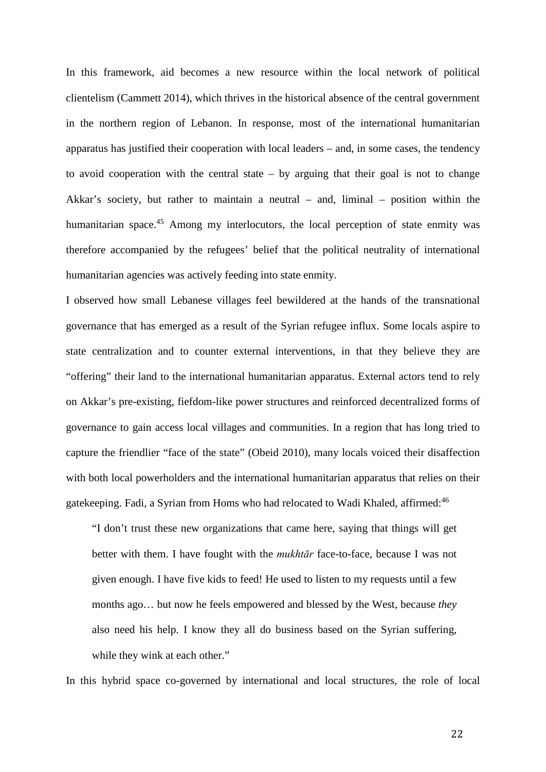In this framework, aid becomes a new resource within the local network of political clientelism (Cammett 2014), which thrives in the historical absence of the central government in the northern region of Lebanon. In response, most of the international humanitarian apparatus has justified their cooperation with local leaders – and, in some cases, the tendency to avoid cooperation with the central state – by arguing that their goal is not to change Akkar's society, but rather to maintain a neutral – and, liminal – position within the humanitarian space.[45] Among my interlocutors, the local perception of state enmity was therefore accompanied by the refugees' belief that the political neutrality of international humanitarian agencies was actively feeding into state enmity.

I observed how small Lebanese villages feel bewildered at the hands of the transnational governance that has emerged as a result of the Syrian refugee influx. Some locals aspire to state centralization and to counter external interventions, in that they believe they are "offering" their land to the international humanitarian apparatus. External actors tend to rely on Akkar's pre-existing, fiefdom-like power structures and reinforced decentralized forms of governance to gain access local villages and communities. In a region that has long tried to capture the friendlier "face of the state" (Obeid 2010), many locals voiced their disaffection with both local powerholders and the international humanitarian apparatus that relies on their gatekeeping. Fadi, a Syrian from Homs who had relocated to Wadi Khaled, affirmed:[46]

> "I don't trust these new organizations that came here, saying that things will get better with them. I have fought with the *mukhtār* face-to-face, because I was not given enough. I have five kids to feed! He used to listen to my requests until a few months ago… but now he feels empowered and blessed by the West, because *they* also need his help. I know they all do business based on the Syrian suffering, while they wink at each other."

In this hybrid space co-governed by international and local structures, the role of local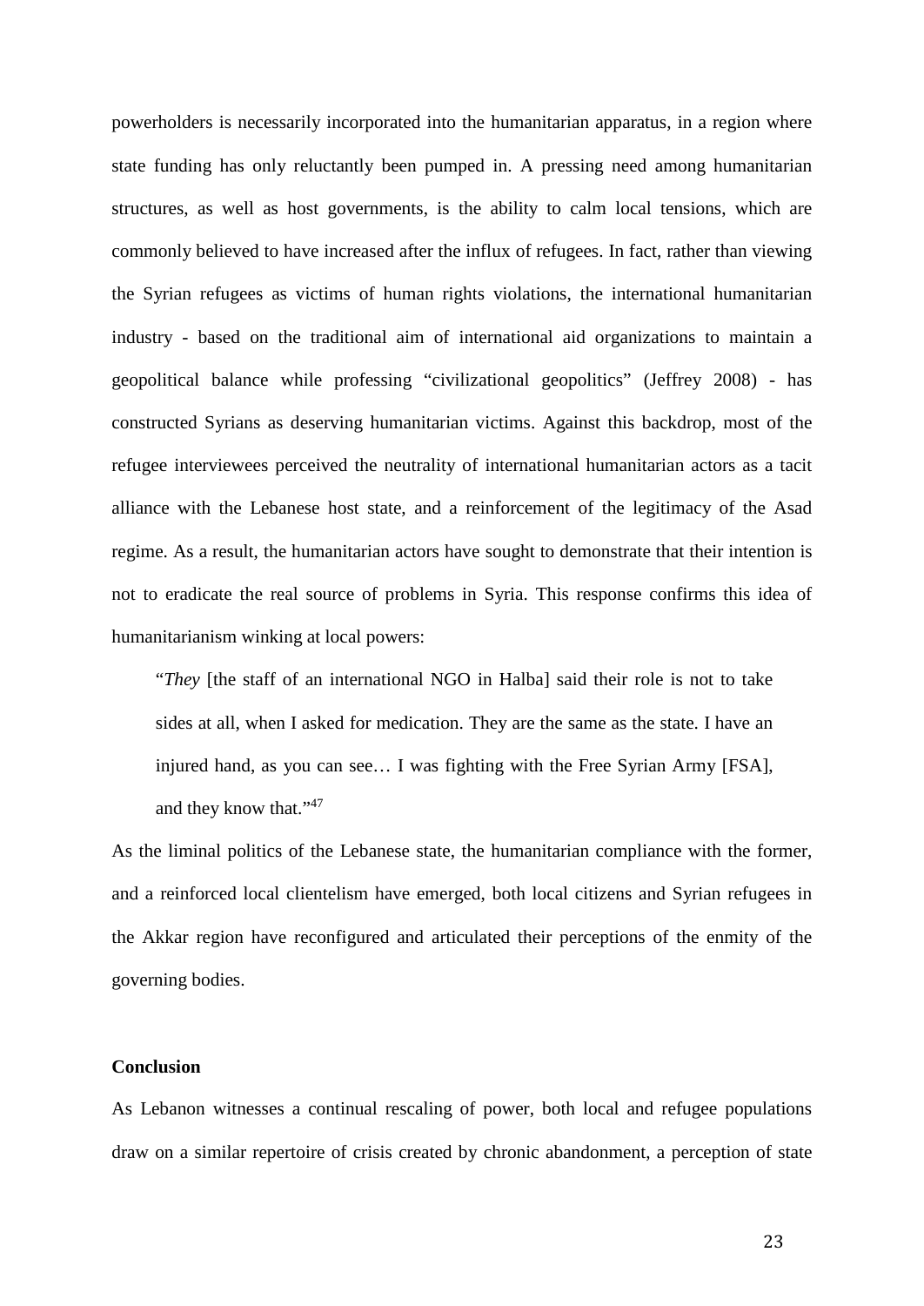powerholders is necessarily incorporated into the humanitarian apparatus, in a region where state funding has only reluctantly been pumped in. A pressing need among humanitarian structures, as well as host governments, is the ability to calm local tensions, which are commonly believed to have increased after the influx of refugees. In fact, rather than viewing the Syrian refugees as victims of human rights violations, the international humanitarian industry - based on the traditional aim of international aid organizations to maintain a geopolitical balance while professing "civilizational geopolitics" (Jeffrey 2008) - has constructed Syrians as deserving humanitarian victims. Against this backdrop, most of the refugee interviewees perceived the neutrality of international humanitarian actors as a tacit alliance with the Lebanese host state, and a reinforcement of the legitimacy of the Asad regime. As a result, the humanitarian actors have sought to demonstrate that their intention is not to eradicate the real source of problems in Syria. This response confirms this idea of humanitarianism winking at local powers:

> "*They* [the staff of an international NGO in Halba] said their role is not to take sides at all, when I asked for medication. They are the same as the state. I have an injured hand, as you can see… I was fighting with the Free Syrian Army [FSA], and they know that."[47]

As the liminal politics of the Lebanese state, the humanitarian compliance with the former, and a reinforced local clientelism have emerged, both local citizens and Syrian refugees in the Akkar region have reconfigured and articulated their perceptions of the enmity of the governing bodies.

## Conclusion

As Lebanon witnesses a continual rescaling of power, both local and refugee populations draw on a similar repertoire of crisis created by chronic abandonment, a perception of state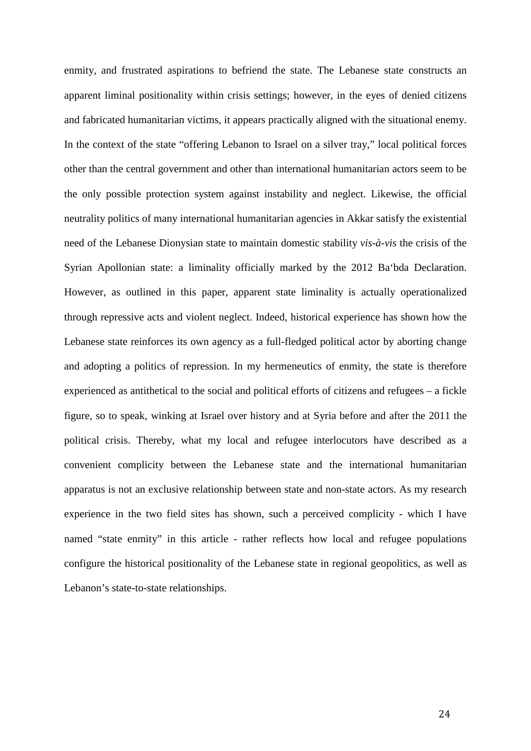enmity, and frustrated aspirations to befriend the state. The Lebanese state constructs an apparent liminal positionality within crisis settings; however, in the eyes of denied citizens and fabricated humanitarian victims, it appears practically aligned with the situational enemy. In the context of the state "offering Lebanon to Israel on a silver tray," local political forces other than the central government and other than international humanitarian actors seem to be the only possible protection system against instability and neglect. Likewise, the official neutrality politics of many international humanitarian agencies in Akkar satisfy the existential need of the Lebanese Dionysian state to maintain domestic stability *vis-à-vis* the crisis of the Syrian Apollonian state: a liminality officially marked by the 2012 Ba'bda Declaration. However, as outlined in this paper, apparent state liminality is actually operationalized through repressive acts and violent neglect. Indeed, historical experience has shown how the Lebanese state reinforces its own agency as a full-fledged political actor by aborting change and adopting a politics of repression. In my hermeneutics of enmity, the state is therefore experienced as antithetical to the social and political efforts of citizens and refugees – a fickle figure, so to speak, winking at Israel over history and at Syria before and after the 2011 the political crisis. Thereby, what my local and refugee interlocutors have described as a convenient complicity between the Lebanese state and the international humanitarian apparatus is not an exclusive relationship between state and non-state actors. As my research experience in the two field sites has shown, such a perceived complicity - which I have named "state enmity" in this article - rather reflects how local and refugee populations configure the historical positionality of the Lebanese state in regional geopolitics, as well as Lebanon's state-to-state relationships.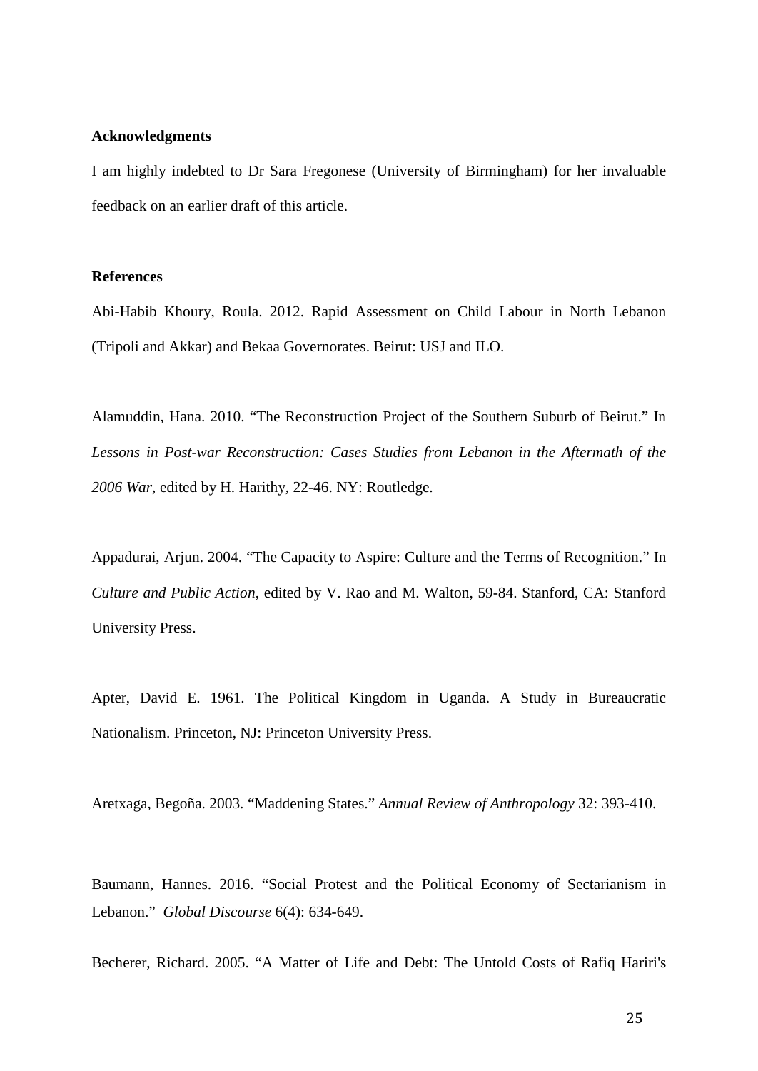**Acknowledgments**

I am highly indebted to Dr Sara Fregonese (University of Birmingham) for her invaluable feedback on an earlier draft of this article.

**References**

Abi-Habib Khoury, Roula. 2012. Rapid Assessment on Child Labour in North Lebanon (Tripoli and Akkar) and Bekaa Governorates. Beirut: USJ and ILO.

Alamuddin, Hana. 2010. "The Reconstruction Project of the Southern Suburb of Beirut." In *Lessons in Post-war Reconstruction: Cases Studies from Lebanon in the Aftermath of the 2006 War*, edited by H. Harithy, 22-46. NY: Routledge.

Appadurai, Arjun. 2004. "The Capacity to Aspire: Culture and the Terms of Recognition." In *Culture and Public Action*, edited by V. Rao and M. Walton, 59-84. Stanford, CA: Stanford University Press.

Apter, David E. 1961. The Political Kingdom in Uganda. A Study in Bureaucratic Nationalism. Princeton, NJ: Princeton University Press.

Aretxaga, Begoña. 2003. "Maddening States." *Annual Review of Anthropology* 32: 393-410.

Baumann, Hannes. 2016. "Social Protest and the Political Economy of Sectarianism in Lebanon." *Global Discourse* 6(4): 634-649.

Becherer, Richard. 2005. "A Matter of Life and Debt: The Untold Costs of Rafiq Hariri's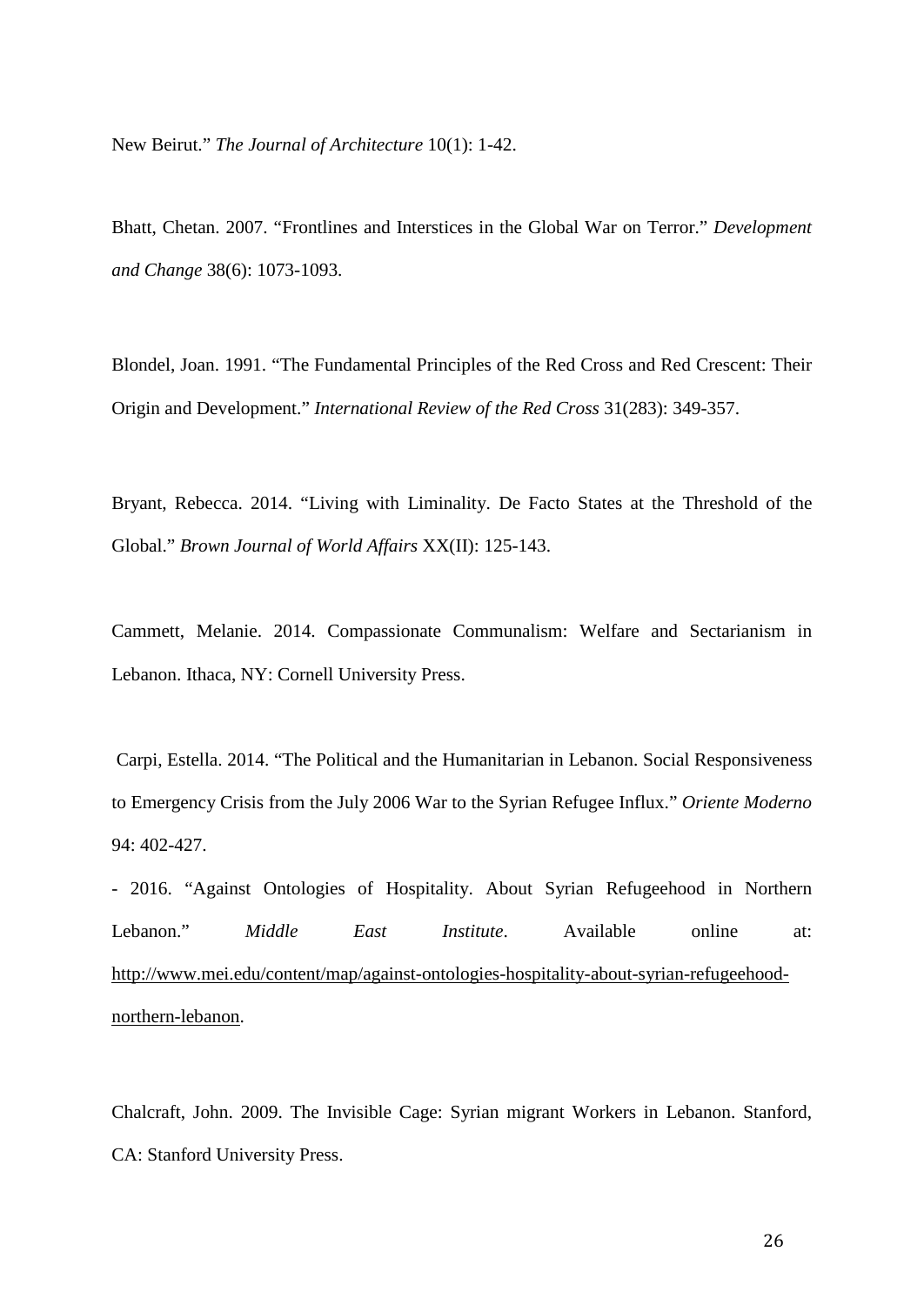New Beirut." *The Journal of Architecture* 10(1): 1-42.

Bhatt, Chetan. 2007. "Frontlines and Interstices in the Global War on Terror." *Development and Change* 38(6): 1073-1093.

Blondel, Joan. 1991. "The Fundamental Principles of the Red Cross and Red Crescent: Their Origin and Development." *International Review of the Red Cross* 31(283): 349-357.

Bryant, Rebecca. 2014. "Living with Liminality. De Facto States at the Threshold of the Global." *Brown Journal of World Affairs* XX(II): 125-143.

Cammett, Melanie. 2014. Compassionate Communalism: Welfare and Sectarianism in Lebanon. Ithaca, NY: Cornell University Press.

Carpi, Estella. 2014. "The Political and the Humanitarian in Lebanon. Social Responsiveness to Emergency Crisis from the July 2006 War to the Syrian Refugee Influx." *Oriente Moderno* 94: 402-427.

- 2016. "Against Ontologies of Hospitality. About Syrian Refugeehood in Northern Lebanon." *Middle East Institute*. Available online at: http://www.mei.edu/content/map/against-ontologies-hospitality-about-syrian-refugeehood-northern-lebanon.

Chalcraft, John. 2009. The Invisible Cage: Syrian migrant Workers in Lebanon. Stanford, CA: Stanford University Press.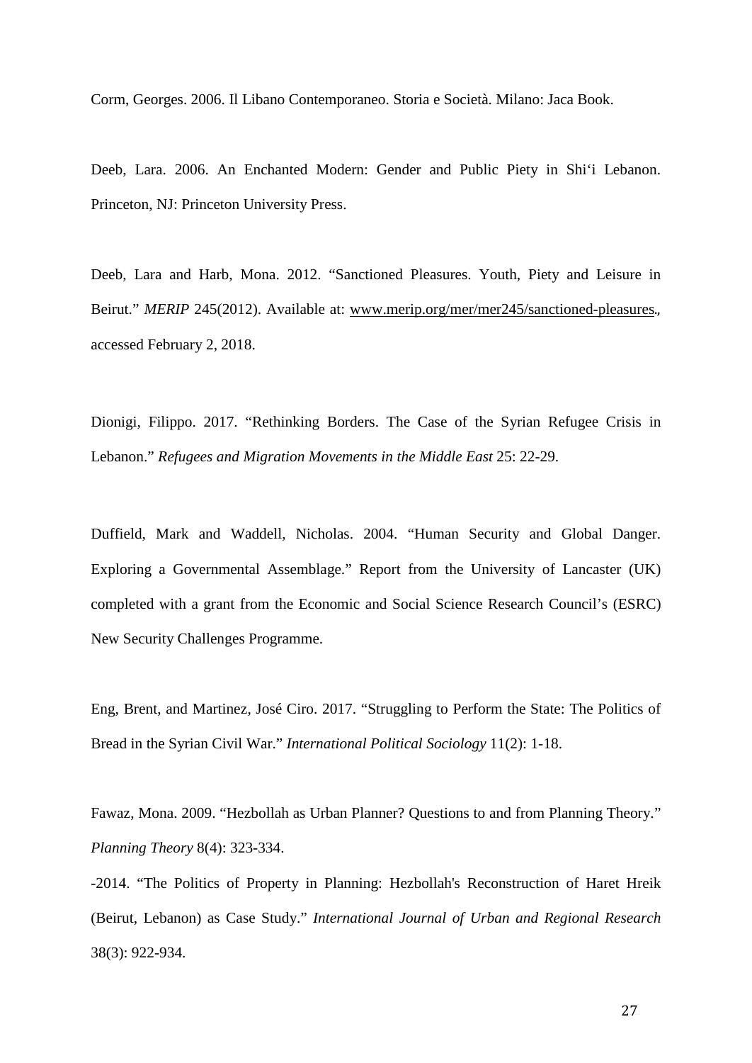Corm, Georges. 2006. Il Libano Contemporaneo. Storia e Società. Milano: Jaca Book.

Deeb, Lara. 2006. An Enchanted Modern: Gender and Public Piety in Shi'i Lebanon. Princeton, NJ: Princeton University Press.

Deeb, Lara and Harb, Mona. 2012. "Sanctioned Pleasures. Youth, Piety and Leisure in Beirut." *MERIP* 245(2012). Available at: www.merip.org/mer/mer245/sanctioned-pleasures, accessed February 2, 2018.

Dionigi, Filippo. 2017. "Rethinking Borders. The Case of the Syrian Refugee Crisis in Lebanon." *Refugees and Migration Movements in the Middle East* 25: 22-29.

Duffield, Mark and Waddell, Nicholas. 2004. "Human Security and Global Danger. Exploring a Governmental Assemblage." Report from the University of Lancaster (UK) completed with a grant from the Economic and Social Science Research Council's (ESRC) New Security Challenges Programme.

Eng, Brent, and Martinez, José Ciro. 2017. "Struggling to Perform the State: The Politics of Bread in the Syrian Civil War." *International Political Sociology* 11(2): 1-18.

Fawaz, Mona. 2009. "Hezbollah as Urban Planner? Questions to and from Planning Theory." *Planning Theory* 8(4): 323-334.

-2014. "The Politics of Property in Planning: Hezbollah's Reconstruction of Haret Hreik (Beirut, Lebanon) as Case Study." *International Journal of Urban and Regional Research* 38(3): 922-934.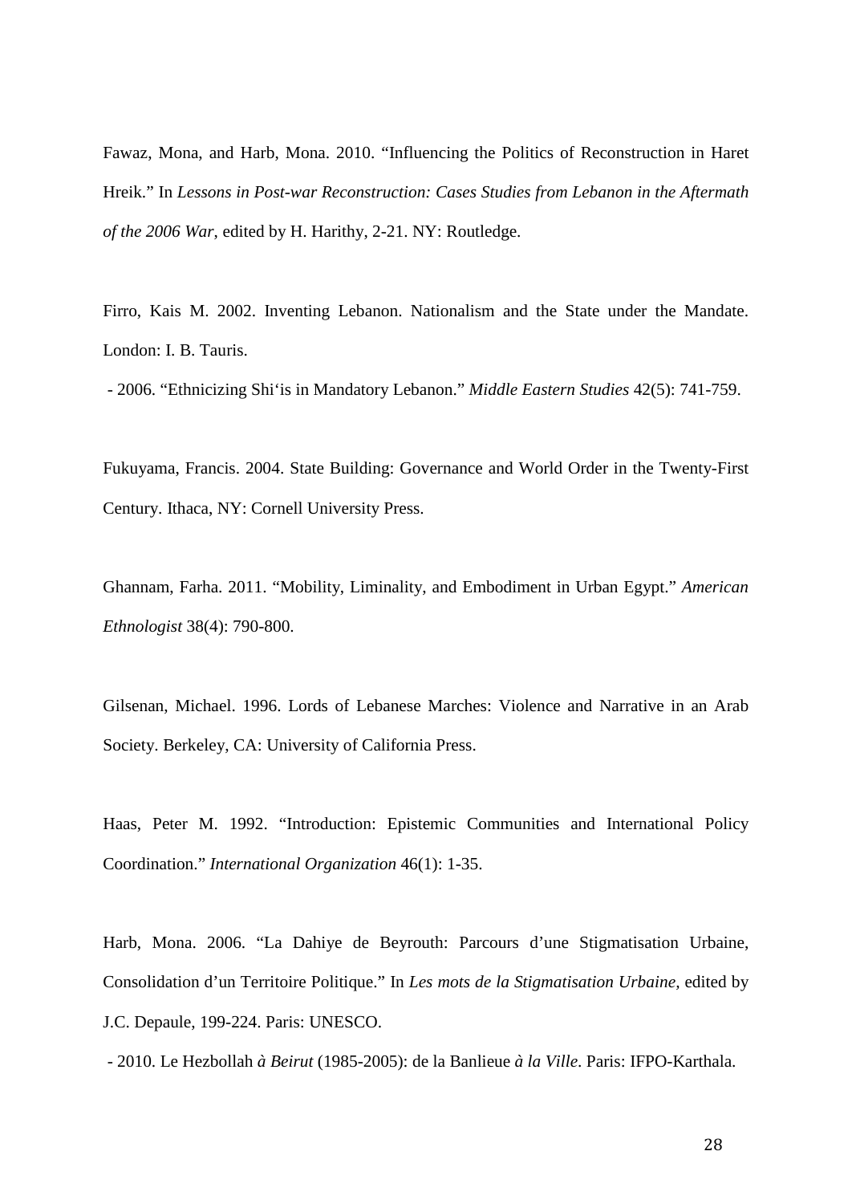Fawaz, Mona, and Harb, Mona. 2010. "Influencing the Politics of Reconstruction in Haret Hreik." In *Lessons in Post-war Reconstruction: Cases Studies from Lebanon in the Aftermath of the 2006 War*, edited by H. Harithy, 2-21. NY: Routledge.

Firro, Kais M. 2002. Inventing Lebanon. Nationalism and the State under the Mandate. London: I. B. Tauris.

- 2006. "Ethnicizing Shi'is in Mandatory Lebanon." *Middle Eastern Studies* 42(5): 741-759.

Fukuyama, Francis. 2004. State Building: Governance and World Order in the Twenty-First Century. Ithaca, NY: Cornell University Press.

Ghannam, Farha. 2011. "Mobility, Liminality, and Embodiment in Urban Egypt." *American Ethnologist* 38(4): 790-800.

Gilsenan, Michael. 1996. Lords of Lebanese Marches: Violence and Narrative in an Arab Society. Berkeley, CA: University of California Press.

Haas, Peter M. 1992. "Introduction: Epistemic Communities and International Policy Coordination." *International Organization* 46(1): 1-35.

Harb, Mona. 2006. "La Dahiye de Beyrouth: Parcours d'une Stigmatisation Urbaine, Consolidation d'un Territoire Politique." In *Les mots de la Stigmatisation Urbaine*, edited by J.C. Depaule, 199-224. Paris: UNESCO.

- 2010. Le Hezbollah *à Beirut* (1985-2005): de la Banlieue *à la Ville*. Paris: IFPO-Karthala.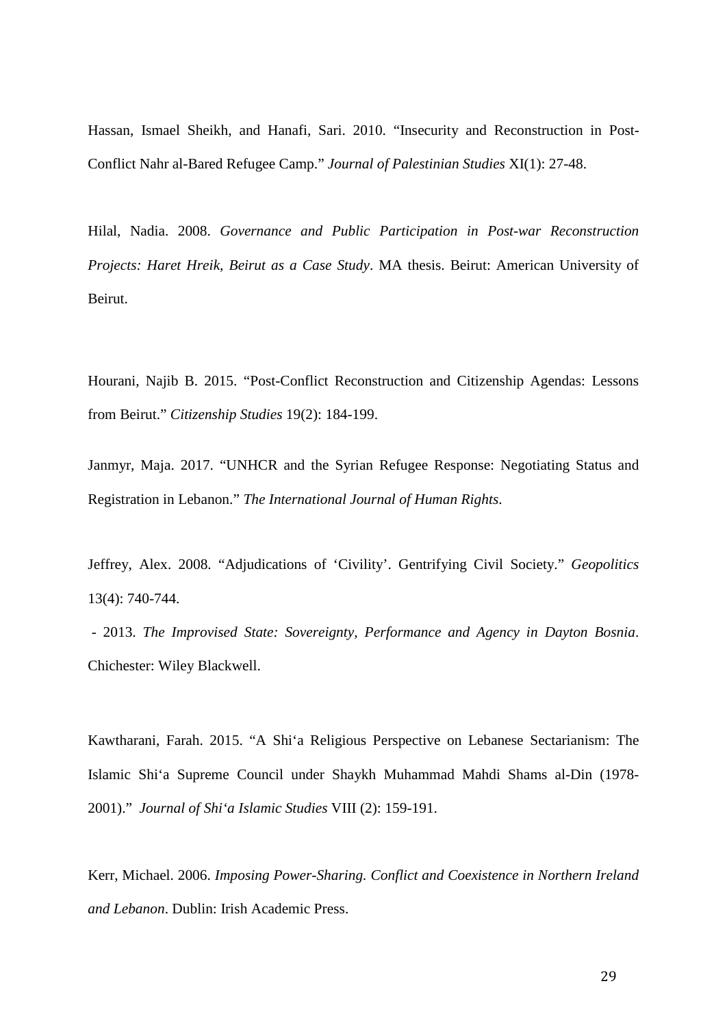Hassan, Ismael Sheikh, and Hanafi, Sari. 2010. "Insecurity and Reconstruction in Post-Conflict Nahr al-Bared Refugee Camp." *Journal of Palestinian Studies* XI(1): 27-48.

Hilal, Nadia. 2008. *Governance and Public Participation in Post-war Reconstruction Projects: Haret Hreik, Beirut as a Case Study*. MA thesis. Beirut: American University of Beirut.

Hourani, Najib B. 2015. "Post-Conflict Reconstruction and Citizenship Agendas: Lessons from Beirut." *Citizenship Studies* 19(2): 184-199.

Janmyr, Maja. 2017. "UNHCR and the Syrian Refugee Response: Negotiating Status and Registration in Lebanon." *The International Journal of Human Rights*.

Jeffrey, Alex. 2008. "Adjudications of 'Civility'. Gentrifying Civil Society." *Geopolitics* 13(4): 740-744.

- 2013. *The Improvised State: Sovereignty, Performance and Agency in Dayton Bosnia*. Chichester: Wiley Blackwell.

Kawtharani, Farah. 2015. "A Shi'a Religious Perspective on Lebanese Sectarianism: The Islamic Shi'a Supreme Council under Shaykh Muhammad Mahdi Shams al-Din (1978-2001)." *Journal of Shi'a Islamic Studies* VIII (2): 159-191.

Kerr, Michael. 2006. *Imposing Power-Sharing. Conflict and Coexistence in Northern Ireland and Lebanon*. Dublin: Irish Academic Press.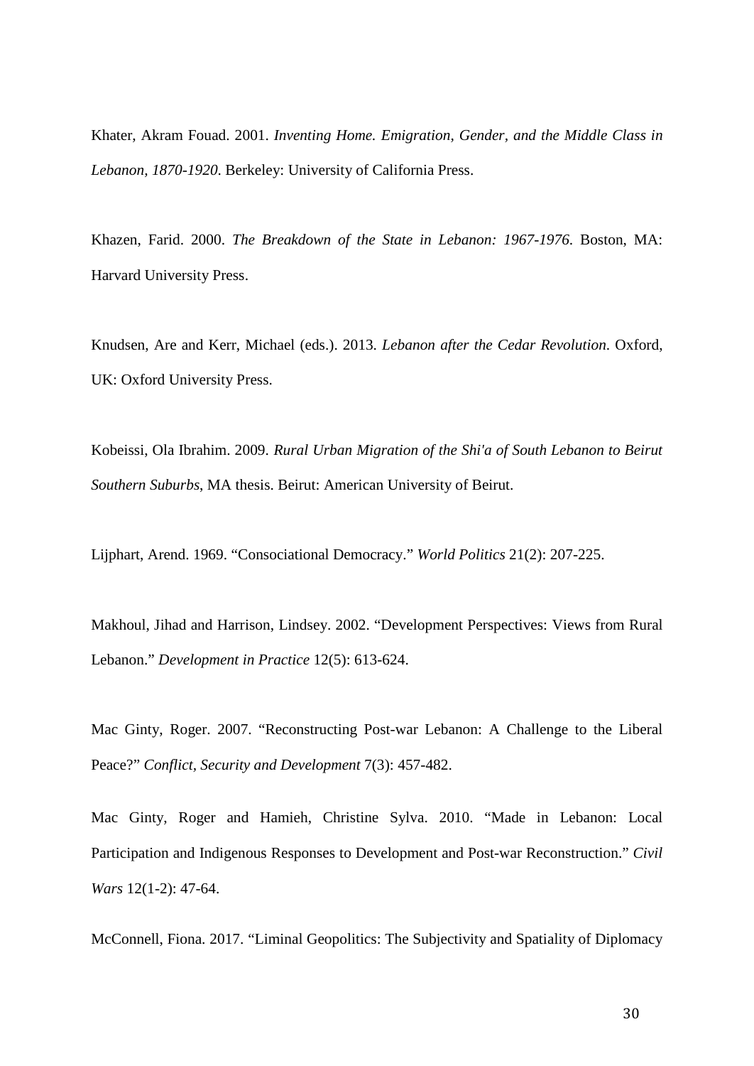Khater, Akram Fouad. 2001. *Inventing Home. Emigration, Gender, and the Middle Class in Lebanon, 1870-1920*. Berkeley: University of California Press.

Khazen, Farid. 2000. *The Breakdown of the State in Lebanon: 1967-1976*. Boston, MA: Harvard University Press.

Knudsen, Are and Kerr, Michael (eds.). 2013. *Lebanon after the Cedar Revolution*. Oxford, UK: Oxford University Press.

Kobeissi, Ola Ibrahim. 2009. *Rural Urban Migration of the Shi'a of South Lebanon to Beirut Southern Suburbs*, MA thesis. Beirut: American University of Beirut.

Lijphart, Arend. 1969. "Consociational Democracy." *World Politics* 21(2): 207-225.

Makhoul, Jihad and Harrison, Lindsey. 2002. "Development Perspectives: Views from Rural Lebanon." *Development in Practice* 12(5): 613-624.

Mac Ginty, Roger. 2007. "Reconstructing Post-war Lebanon: A Challenge to the Liberal Peace?" *Conflict, Security and Development* 7(3): 457-482.

Mac Ginty, Roger and Hamieh, Christine Sylva. 2010. "Made in Lebanon: Local Participation and Indigenous Responses to Development and Post-war Reconstruction." *Civil Wars* 12(1-2): 47-64.

McConnell, Fiona. 2017. "Liminal Geopolitics: The Subjectivity and Spatiality of Diplomacy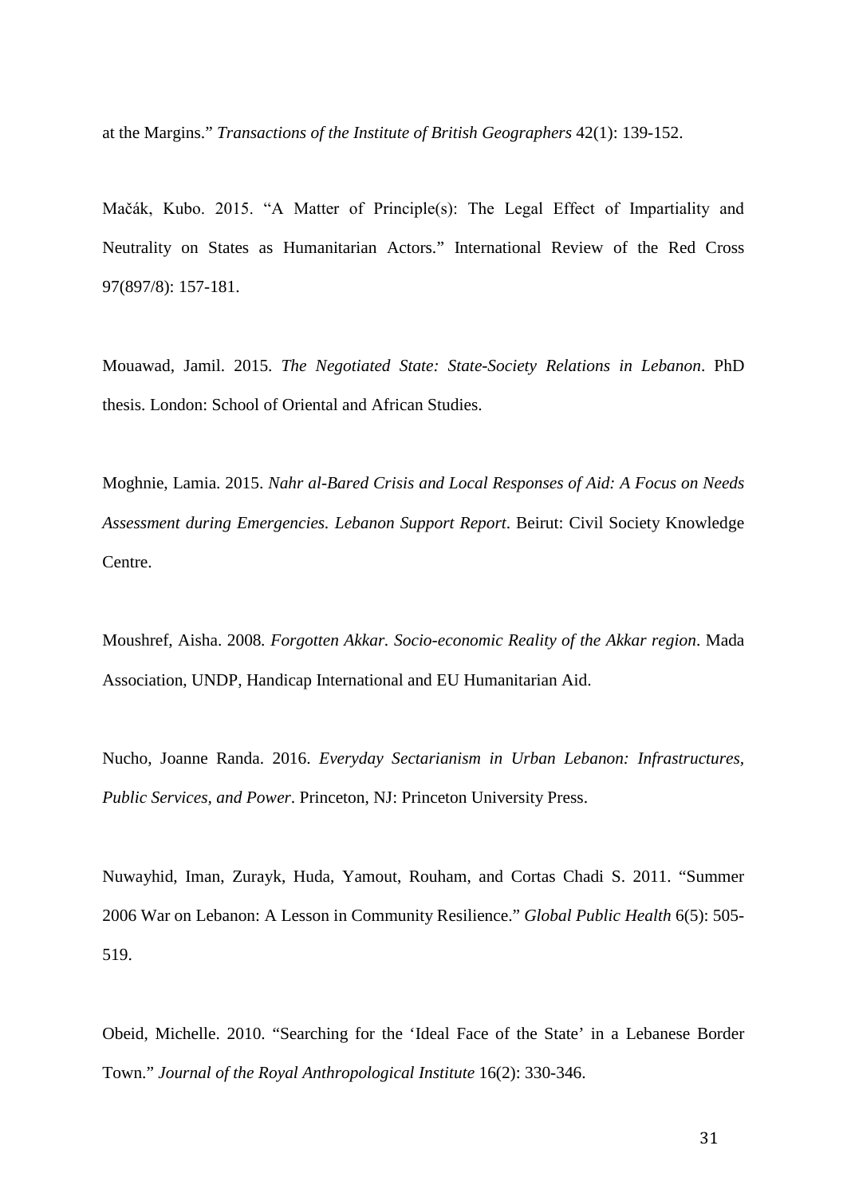at the Margins." *Transactions of the Institute of British Geographers* 42(1): 139-152.

Mačák, Kubo. 2015. "A Matter of Principle(s): The Legal Effect of Impartiality and Neutrality on States as Humanitarian Actors." International Review of the Red Cross 97(897/8): 157-181.

Mouawad, Jamil. 2015. *The Negotiated State: State-Society Relations in Lebanon*. PhD thesis. London: School of Oriental and African Studies.

Moghnie, Lamia. 2015. *Nahr al-Bared Crisis and Local Responses of Aid: A Focus on Needs Assessment during Emergencies. Lebanon Support Report*. Beirut: Civil Society Knowledge Centre.

Moushref, Aisha. 2008. *Forgotten Akkar. Socio-economic Reality of the Akkar region*. Mada Association, UNDP, Handicap International and EU Humanitarian Aid.

Nucho, Joanne Randa. 2016. *Everyday Sectarianism in Urban Lebanon: Infrastructures, Public Services, and Power*. Princeton, NJ: Princeton University Press.

Nuwayhid, Iman, Zurayk, Huda, Yamout, Rouham, and Cortas Chadi S. 2011. "Summer 2006 War on Lebanon: A Lesson in Community Resilience." *Global Public Health* 6(5): 505-519.

Obeid, Michelle. 2010. "Searching for the 'Ideal Face of the State' in a Lebanese Border Town." *Journal of the Royal Anthropological Institute* 16(2): 330-346.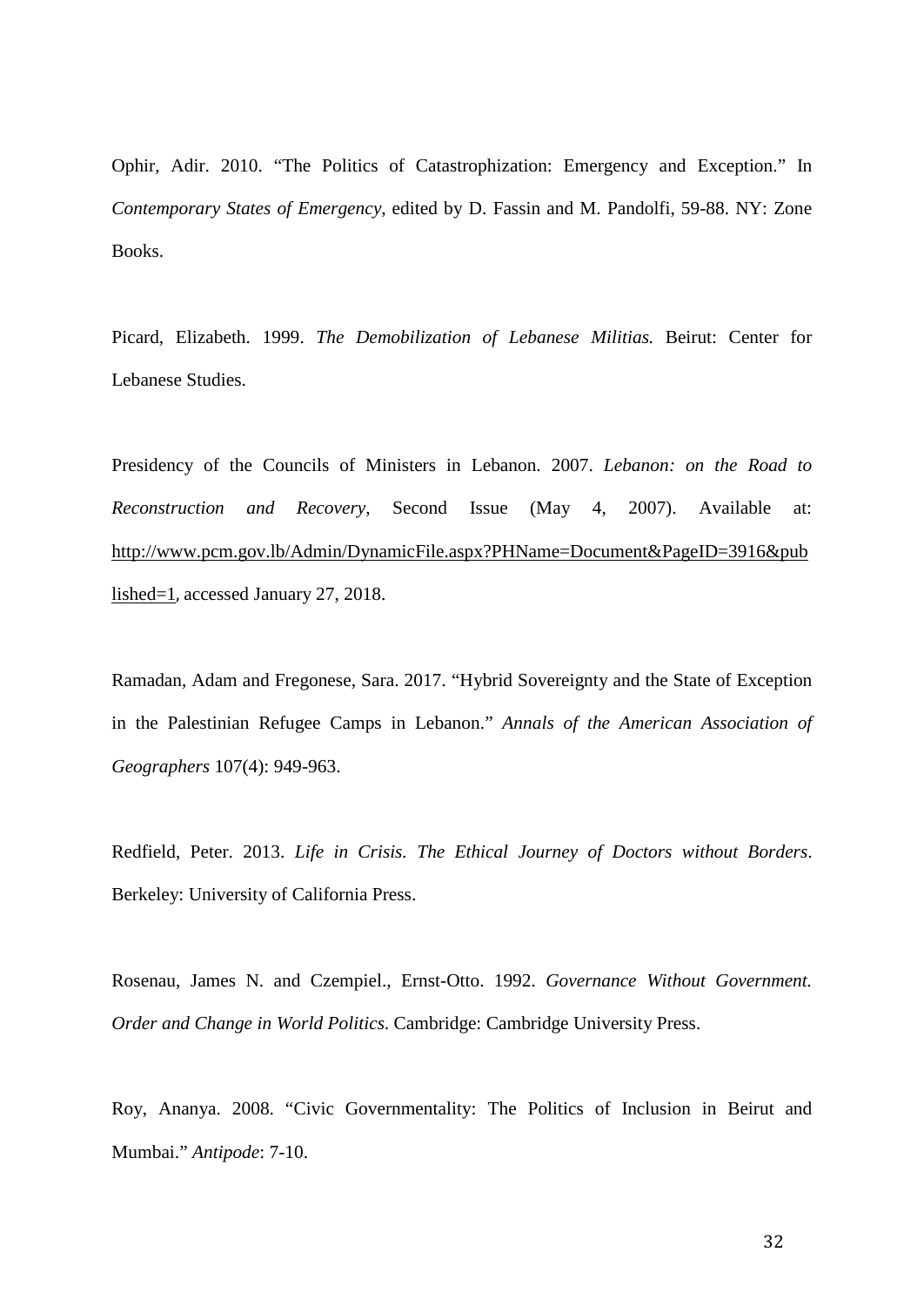Ophir, Adir. 2010. “The Politics of Catastrophization: Emergency and Exception.” In *Contemporary States of Emergency*, edited by D. Fassin and M. Pandolfi, 59-88. NY: Zone Books.

Picard, Elizabeth. 1999. *The Demobilization of Lebanese Militias.* Beirut: Center for Lebanese Studies.

Presidency of the Councils of Ministers in Lebanon. 2007. *Lebanon: on the Road to Reconstruction and Recovery*, Second Issue (May 4, 2007). Available at: http://www.pcm.gov.lb/Admin/DynamicFile.aspx?PHName=Document&PageID=3916&published=1, accessed January 27, 2018.

Ramadan, Adam and Fregonese, Sara. 2017. “Hybrid Sovereignty and the State of Exception in the Palestinian Refugee Camps in Lebanon.” *Annals of the American Association of Geographers* 107(4): 949-963.

Redfield, Peter. 2013. *Life in Crisis. The Ethical Journey of Doctors without Borders*. Berkeley: University of California Press.

Rosenau, James N. and Czempiel., Ernst-Otto. 1992. *Governance Without Government. Order and Change in World Politics*. Cambridge: Cambridge University Press.

Roy, Ananya. 2008. “Civic Governmentality: The Politics of Inclusion in Beirut and Mumbai.” *Antipode*: 7-10.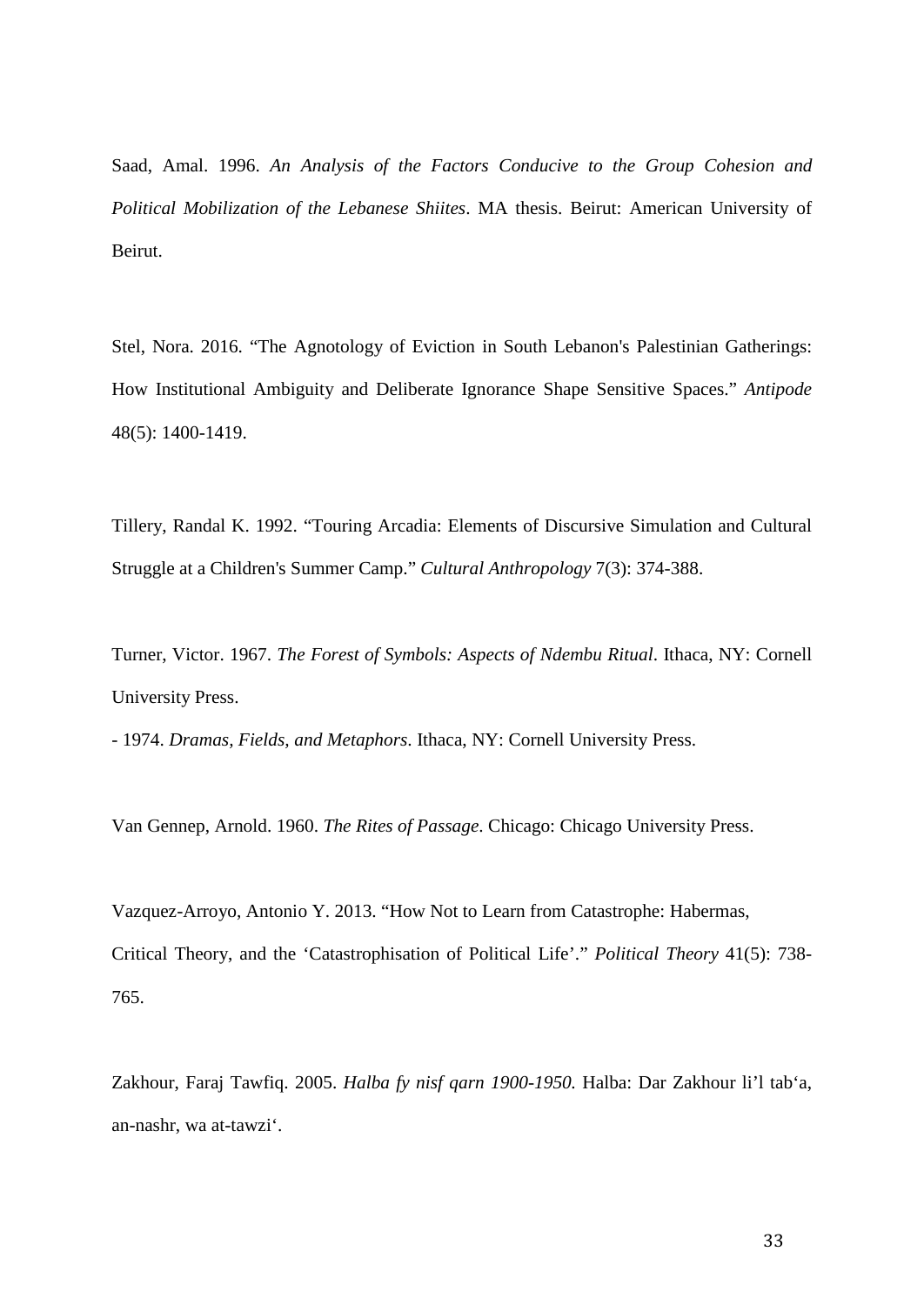Saad, Amal. 1996. *An Analysis of the Factors Conducive to the Group Cohesion and Political Mobilization of the Lebanese Shiites*. MA thesis. Beirut: American University of Beirut.

Stel, Nora. 2016. "The Agnotology of Eviction in South Lebanon's Palestinian Gatherings: How Institutional Ambiguity and Deliberate Ignorance Shape Sensitive Spaces." *Antipode* 48(5): 1400-1419.

Tillery, Randal K. 1992. "Touring Arcadia: Elements of Discursive Simulation and Cultural Struggle at a Children's Summer Camp." *Cultural Anthropology* 7(3): 374-388.

Turner, Victor. 1967. *The Forest of Symbols: Aspects of Ndembu Ritual*. Ithaca, NY: Cornell University Press.

- 1974. *Dramas, Fields, and Metaphors*. Ithaca, NY: Cornell University Press.

Van Gennep, Arnold. 1960. *The Rites of Passage*. Chicago: Chicago University Press.

Vazquez-Arroyo, Antonio Y. 2013. "How Not to Learn from Catastrophe: Habermas, Critical Theory, and the 'Catastrophisation of Political Life'." *Political Theory* 41(5): 738-765.

Zakhour, Faraj Tawfiq. 2005. *Halba fy nisf qarn 1900-1950.* Halba: Dar Zakhour li'l tab'a, an-nashr, wa at-tawzi'.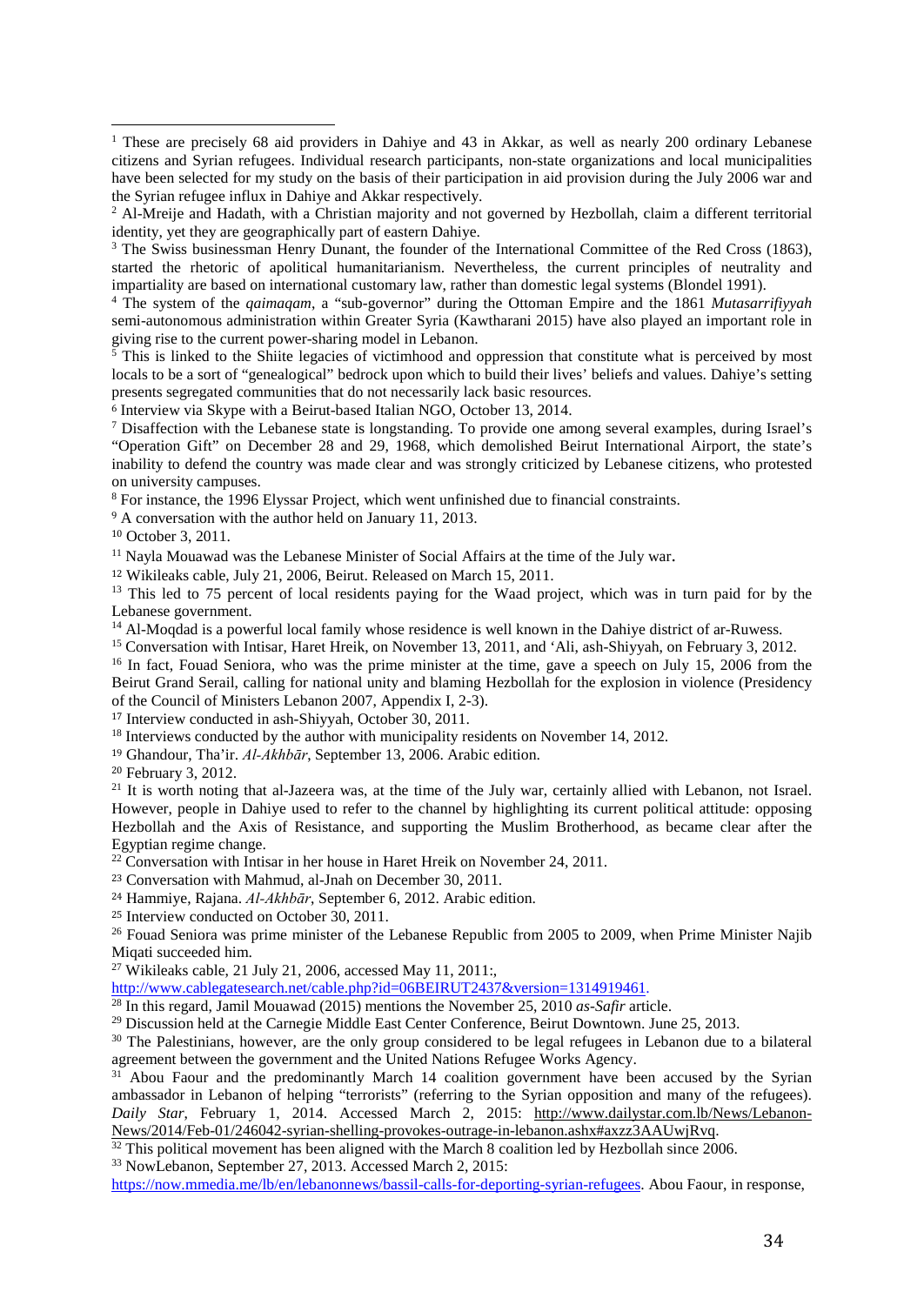[1] These are precisely 68 aid providers in Dahiye and 43 in Akkar, as well as nearly 200 ordinary Lebanese citizens and Syrian refugees. Individual research participants, non-state organizations and local municipalities have been selected for my study on the basis of their participation in aid provision during the July 2006 war and the Syrian refugee influx in Dahiye and Akkar respectively.

[2] Al-Mreije and Hadath, with a Christian majority and not governed by Hezbollah, claim a different territorial identity, yet they are geographically part of eastern Dahiye.

[3] The Swiss businessman Henry Dunant, the founder of the International Committee of the Red Cross (1863), started the rhetoric of apolitical humanitarianism. Nevertheless, the current principles of neutrality and impartiality are based on international customary law, rather than domestic legal systems (Blondel 1991).

[4] The system of the *qaimaqam*, a "sub-governor" during the Ottoman Empire and the 1861 *Mutasarrifiyyah* semi-autonomous administration within Greater Syria (Kawtharani 2015) have also played an important role in giving rise to the current power-sharing model in Lebanon.

[5] This is linked to the Shiite legacies of victimhood and oppression that constitute what is perceived by most locals to be a sort of "genealogical" bedrock upon which to build their lives' beliefs and values. Dahiye's setting presents segregated communities that do not necessarily lack basic resources.

[6] Interview via Skype with a Beirut-based Italian NGO, October 13, 2014.

[7] Disaffection with the Lebanese state is longstanding. To provide one among several examples, during Israel's "Operation Gift" on December 28 and 29, 1968, which demolished Beirut International Airport, the state's inability to defend the country was made clear and was strongly criticized by Lebanese citizens, who protested on university campuses.

[8] For instance, the 1996 Elyssar Project, which went unfinished due to financial constraints.

[9] A conversation with the author held on January 11, 2013.

[10] October 3, 2011.

[11] Nayla Mouawad was the Lebanese Minister of Social Affairs at the time of the July war.

[12] Wikileaks cable, July 21, 2006, Beirut. Released on March 15, 2011.

[13] This led to 75 percent of local residents paying for the Waad project, which was in turn paid for by the Lebanese government.

[14] Al-Moqdad is a powerful local family whose residence is well known in the Dahiye district of ar-Ruwess.

[15] Conversation with Intisar, Haret Hreik, on November 13, 2011, and 'Ali, ash-Shiyyah, on February 3, 2012.

[16] In fact, Fouad Seniora, who was the prime minister at the time, gave a speech on July 15, 2006 from the Beirut Grand Serail, calling for national unity and blaming Hezbollah for the explosion in violence (Presidency of the Council of Ministers Lebanon 2007, Appendix I, 2-3).

[17] Interview conducted in ash-Shiyyah, October 30, 2011.

[18] Interviews conducted by the author with municipality residents on November 14, 2012.

[19] Ghandour, Tha'ir. *Al-Akhbār*, September 13, 2006. Arabic edition.

[20] February 3, 2012.

[21] It is worth noting that al-Jazeera was, at the time of the July war, certainly allied with Lebanon, not Israel. However, people in Dahiye used to refer to the channel by highlighting its current political attitude: opposing Hezbollah and the Axis of Resistance, and supporting the Muslim Brotherhood, as became clear after the Egyptian regime change.

[22] Conversation with Intisar in her house in Haret Hreik on November 24, 2011.

[23] Conversation with Mahmud, al-Jnah on December 30, 2011.

[24] Hammiye, Rajana. *Al-Akhbār*, September 6, 2012. Arabic edition.

[25] Interview conducted on October 30, 2011.

[26] Fouad Seniora was prime minister of the Lebanese Republic from 2005 to 2009, when Prime Minister Najib Miqati succeeded him.

[27] Wikileaks cable, 21 July 21, 2006, accessed May 11, 2011:, http://www.cablegatesearch.net/cable.php?id=06BEIRUT2437&version=1314919461.

[28] In this regard, Jamil Mouawad (2015) mentions the November 25, 2010 *as-Safir* article.

[29] Discussion held at the Carnegie Middle East Center Conference, Beirut Downtown. June 25, 2013.

[30] The Palestinians, however, are the only group considered to be legal refugees in Lebanon due to a bilateral agreement between the government and the United Nations Refugee Works Agency.

[31] Abou Faour and the predominantly March 14 coalition government have been accused by the Syrian ambassador in Lebanon of helping "terrorists" (referring to the Syrian opposition and many of the refugees). *Daily Star*, February 1, 2014. Accessed March 2, 2015: http://www.dailystar.com.lb/News/Lebanon-News/2014/Feb-01/246042-syrian-shelling-provokes-outrage-in-lebanon.ashx#axzz3AAUwjRvq.

[32] This political movement has been aligned with the March 8 coalition led by Hezbollah since 2006.

[33] NowLebanon, September 27, 2013. Accessed March 2, 2015: https://now.mmedia.me/lb/en/lebanonnews/bassil-calls-for-deporting-syrian-refugees. Abou Faour, in response,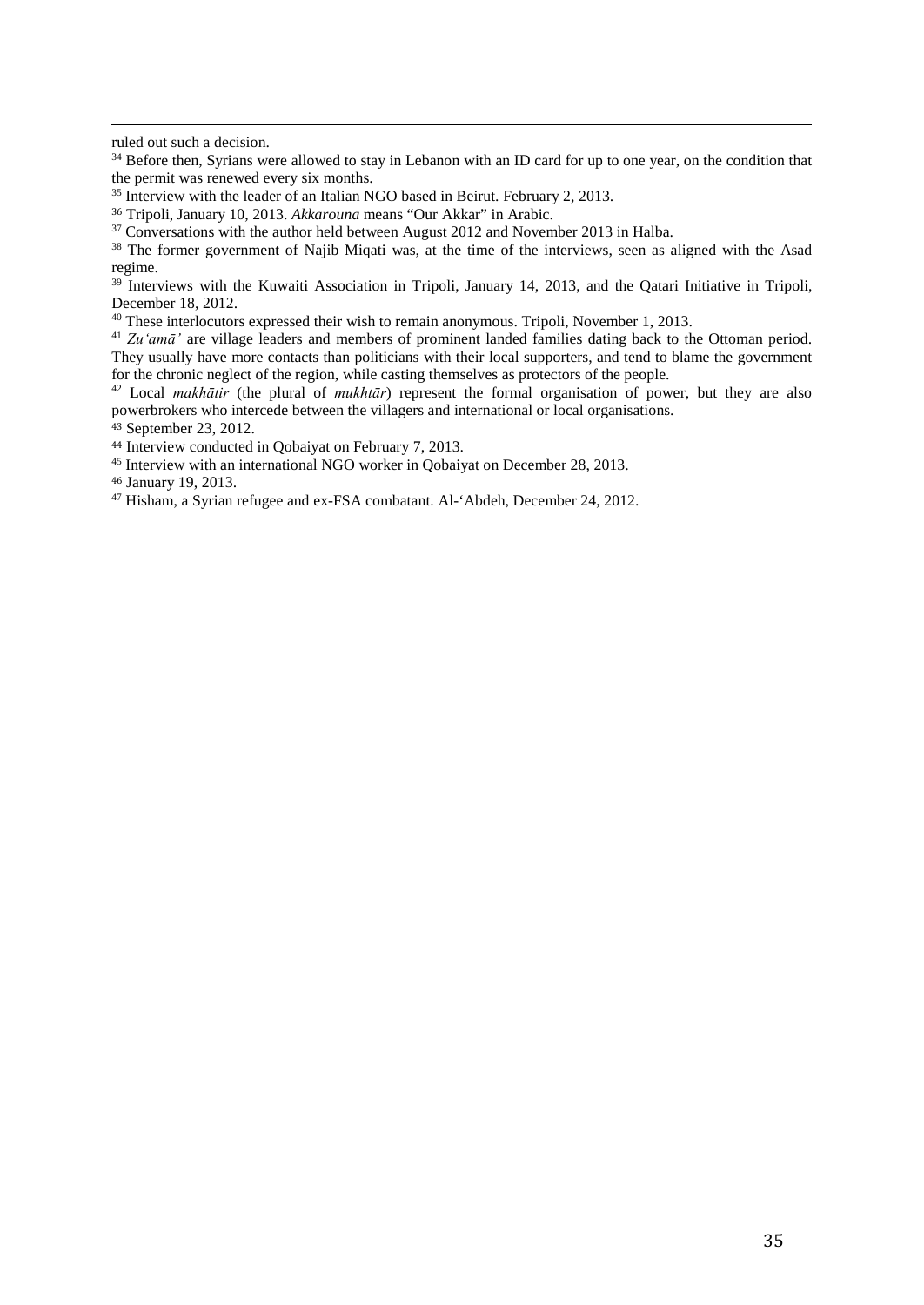ruled out such a decision.

[34] Before then, Syrians were allowed to stay in Lebanon with an ID card for up to one year, on the condition that the permit was renewed every six months.

[35] Interview with the leader of an Italian NGO based in Beirut. February 2, 2013.

[36] Tripoli, January 10, 2013. *Akkarouna* means "Our Akkar" in Arabic.

[37] Conversations with the author held between August 2012 and November 2013 in Halba.

[38] The former government of Najib Miqati was, at the time of the interviews, seen as aligned with the Asad regime.

[39] Interviews with the Kuwaiti Association in Tripoli, January 14, 2013, and the Qatari Initiative in Tripoli, December 18, 2012.

[40] These interlocutors expressed their wish to remain anonymous. Tripoli, November 1, 2013.

[41] *Zu'amā'* are village leaders and members of prominent landed families dating back to the Ottoman period. They usually have more contacts than politicians with their local supporters, and tend to blame the government for the chronic neglect of the region, while casting themselves as protectors of the people.

[42] Local *makhātir* (the plural of *mukhtār*) represent the formal organisation of power, but they are also powerbrokers who intercede between the villagers and international or local organisations.

[43] September 23, 2012.

[44] Interview conducted in Qobaiyat on February 7, 2013.

[45] Interview with an international NGO worker in Qobaiyat on December 28, 2013.

[46] January 19, 2013.

[47] Hisham, a Syrian refugee and ex-FSA combatant. Al-'Abdeh, December 24, 2012.